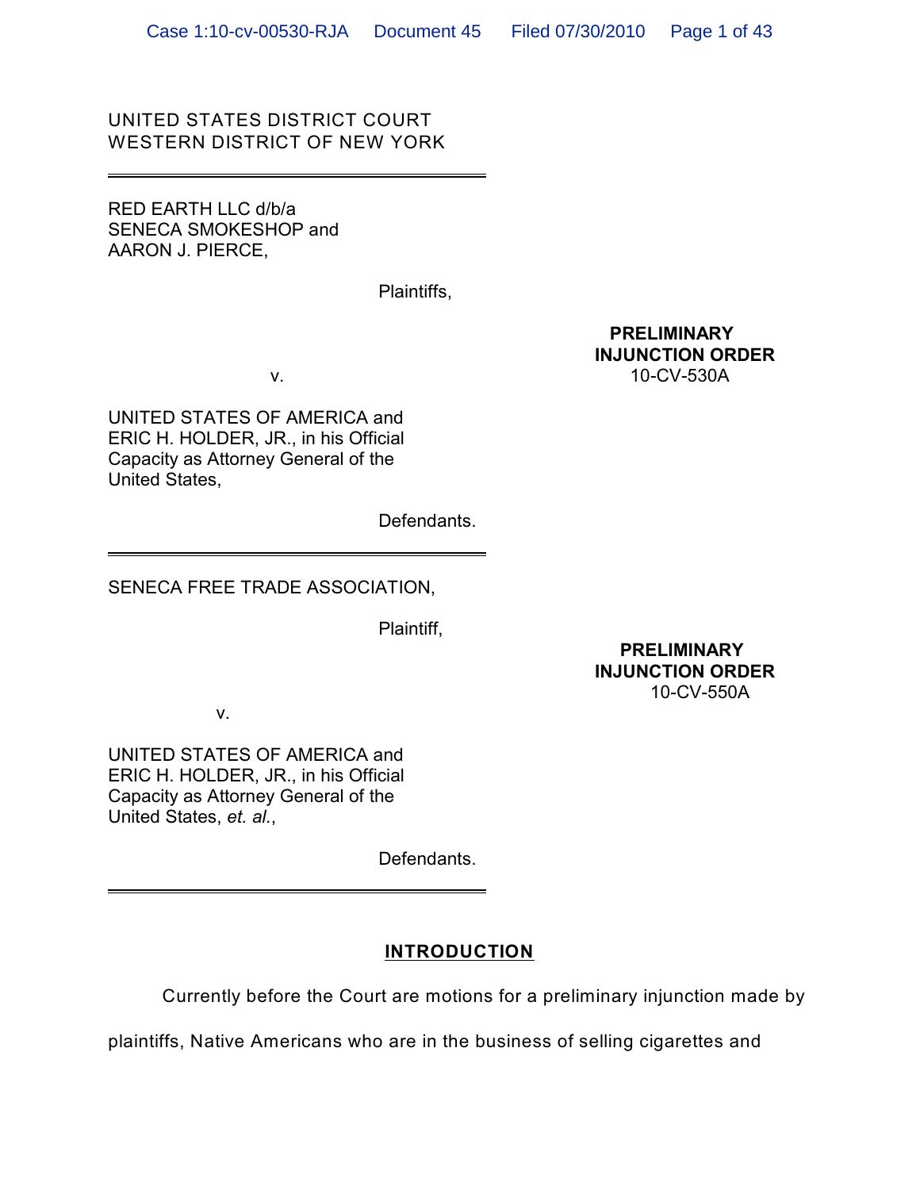UNITED STATES DISTRICT COURT
WESTERN DISTRICT OF NEW YORK

---

RED EARTH LLC d/b/a
SENECA SMOKESHOP and
AARON J. PIERCE,

Plaintiffs,

v.

**PRELIMINARY INJUNCTION ORDER**
10-CV-530A

UNITED STATES OF AMERICA and
ERIC H. HOLDER, JR., in his Official
Capacity as Attorney General of the
United States,

Defendants.

---

SENECA FREE TRADE ASSOCIATION,

Plaintiff,

v.

**PRELIMINARY INJUNCTION ORDER**
10-CV-550A

UNITED STATES OF AMERICA and
ERIC H. HOLDER, JR., in his Official
Capacity as Attorney General of the
United States, *et. al.*,

Defendants.

---

## INTRODUCTION

Currently before the Court are motions for a preliminary injunction made by plaintiffs, Native Americans who are in the business of selling cigarettes and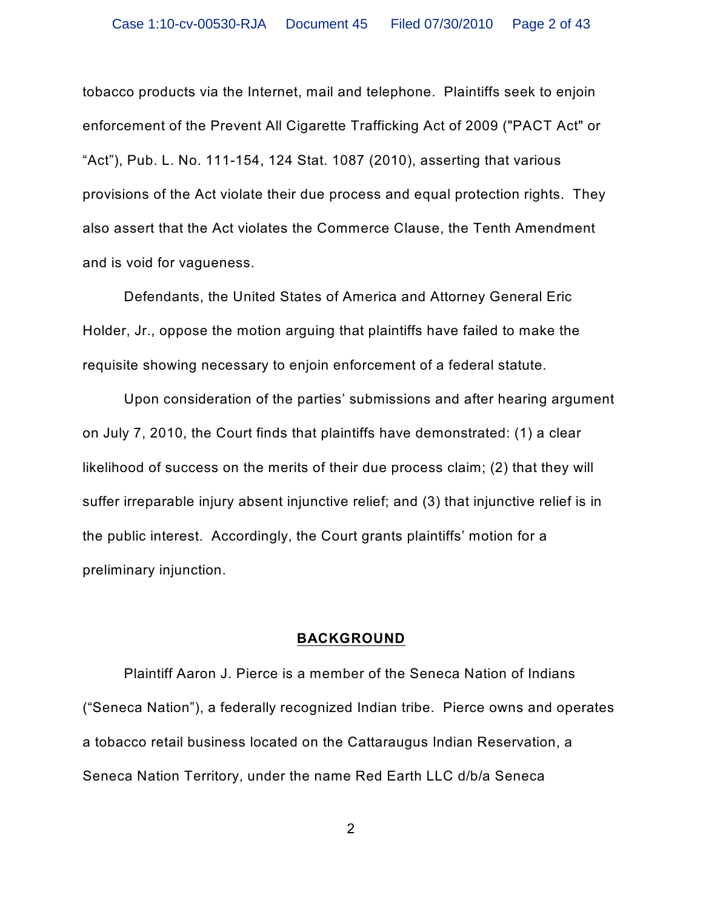tobacco products via the Internet, mail and telephone. Plaintiffs seek to enjoin enforcement of the Prevent All Cigarette Trafficking Act of 2009 ("PACT Act" or "Act"), Pub. L. No. 111-154, 124 Stat. 1087 (2010), asserting that various provisions of the Act violate their due process and equal protection rights. They also assert that the Act violates the Commerce Clause, the Tenth Amendment and is void for vagueness.

Defendants, the United States of America and Attorney General Eric Holder, Jr., oppose the motion arguing that plaintiffs have failed to make the requisite showing necessary to enjoin enforcement of a federal statute.

Upon consideration of the parties' submissions and after hearing argument on July 7, 2010, the Court finds that plaintiffs have demonstrated: (1) a clear likelihood of success on the merits of their due process claim; (2) that they will suffer irreparable injury absent injunctive relief; and (3) that injunctive relief is in the public interest. Accordingly, the Court grants plaintiffs' motion for a preliminary injunction.

## BACKGROUND

Plaintiff Aaron J. Pierce is a member of the Seneca Nation of Indians ("Seneca Nation"), a federally recognized Indian tribe. Pierce owns and operates a tobacco retail business located on the Cattaraugus Indian Reservation, a Seneca Nation Territory, under the name Red Earth LLC d/b/a Seneca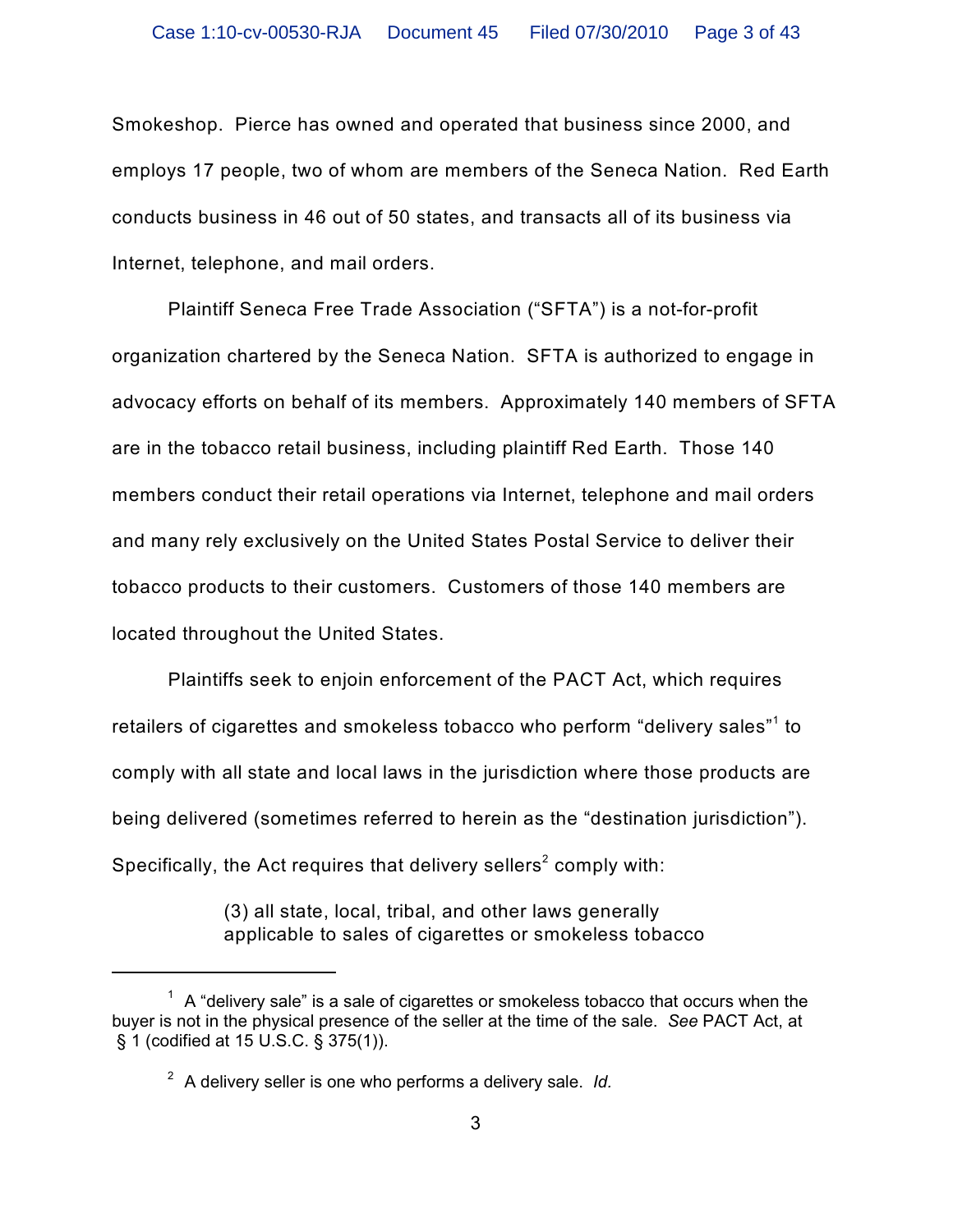Smokeshop. Pierce has owned and operated that business since 2000, and employs 17 people, two of whom are members of the Seneca Nation. Red Earth conducts business in 46 out of 50 states, and transacts all of its business via Internet, telephone, and mail orders.

Plaintiff Seneca Free Trade Association ("SFTA") is a not-for-profit organization chartered by the Seneca Nation. SFTA is authorized to engage in advocacy efforts on behalf of its members. Approximately 140 members of SFTA are in the tobacco retail business, including plaintiff Red Earth. Those 140 members conduct their retail operations via Internet, telephone and mail orders and many rely exclusively on the United States Postal Service to deliver their tobacco products to their customers. Customers of those 140 members are located throughout the United States.

Plaintiffs seek to enjoin enforcement of the PACT Act, which requires retailers of cigarettes and smokeless tobacco who perform "delivery sales"[1] to comply with all state and local laws in the jurisdiction where those products are being delivered (sometimes referred to herein as the "destination jurisdiction"). Specifically, the Act requires that delivery sellers[2] comply with:

> (3) all state, local, tribal, and other laws generally applicable to sales of cigarettes or smokeless tobacco

---

[1] A "delivery sale" is a sale of cigarettes or smokeless tobacco that occurs when the buyer is not in the physical presence of the seller at the time of the sale. *See* PACT Act, at § 1 (codified at 15 U.S.C. § 375(1)).

[2] A delivery seller is one who performs a delivery sale. *Id.*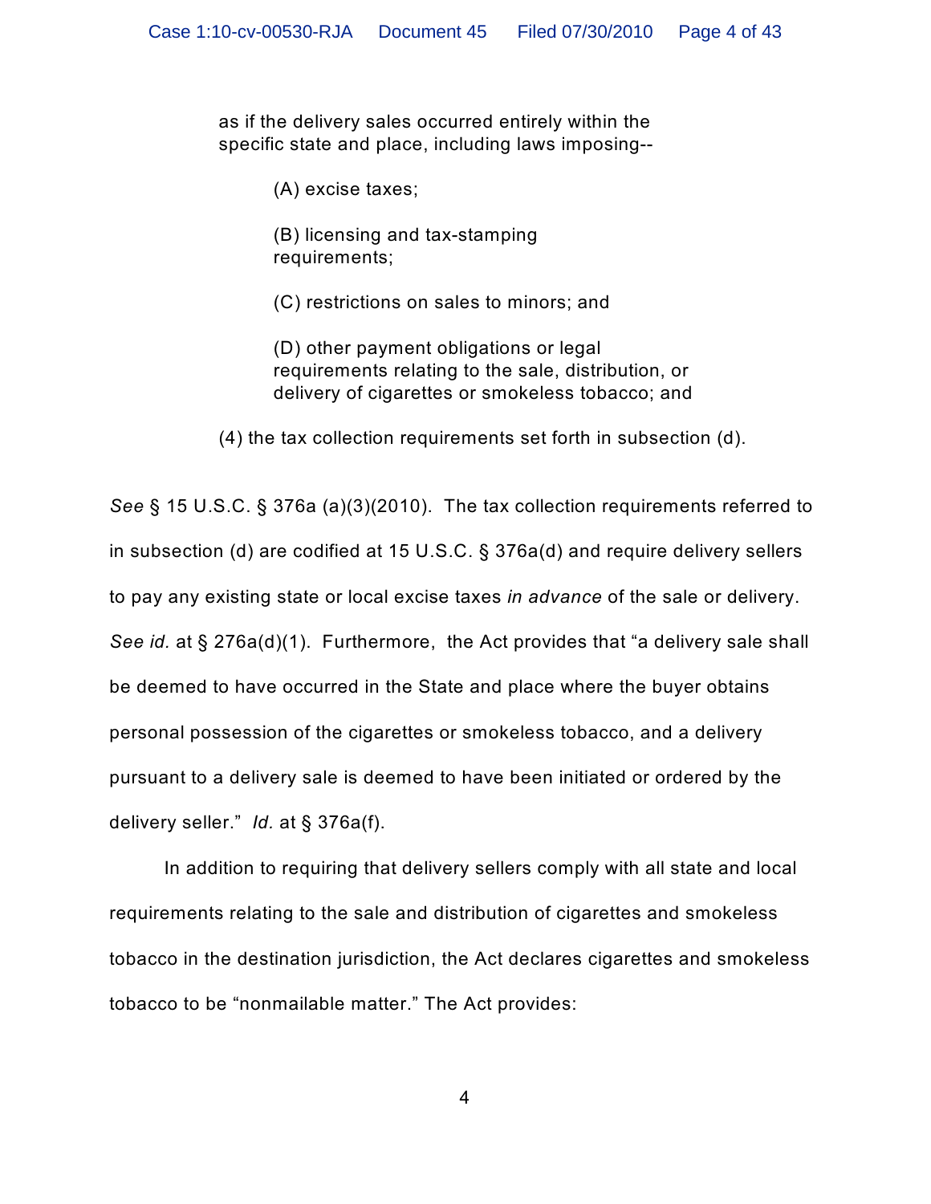> as if the delivery sales occurred entirely within the specific state and place, including laws imposing--
>
> > (A) excise taxes;
> >
> > (B) licensing and tax-stamping requirements;
> >
> > (C) restrictions on sales to minors; and
> >
> > (D) other payment obligations or legal requirements relating to the sale, distribution, or delivery of cigarettes or smokeless tobacco; and
>
> (4) the tax collection requirements set forth in subsection (d).

*See* § 15 U.S.C. § 376a (a)(3)(2010). The tax collection requirements referred to in subsection (d) are codified at 15 U.S.C. § 376a(d) and require delivery sellers to pay any existing state or local excise taxes *in advance* of the sale or delivery. *See id.* at § 276a(d)(1). Furthermore, the Act provides that "a delivery sale shall be deemed to have occurred in the State and place where the buyer obtains personal possession of the cigarettes or smokeless tobacco, and a delivery pursuant to a delivery sale is deemed to have been initiated or ordered by the delivery seller." *Id.* at § 376a(f).

In addition to requiring that delivery sellers comply with all state and local requirements relating to the sale and distribution of cigarettes and smokeless tobacco in the destination jurisdiction, the Act declares cigarettes and smokeless tobacco to be "nonmailable matter." The Act provides: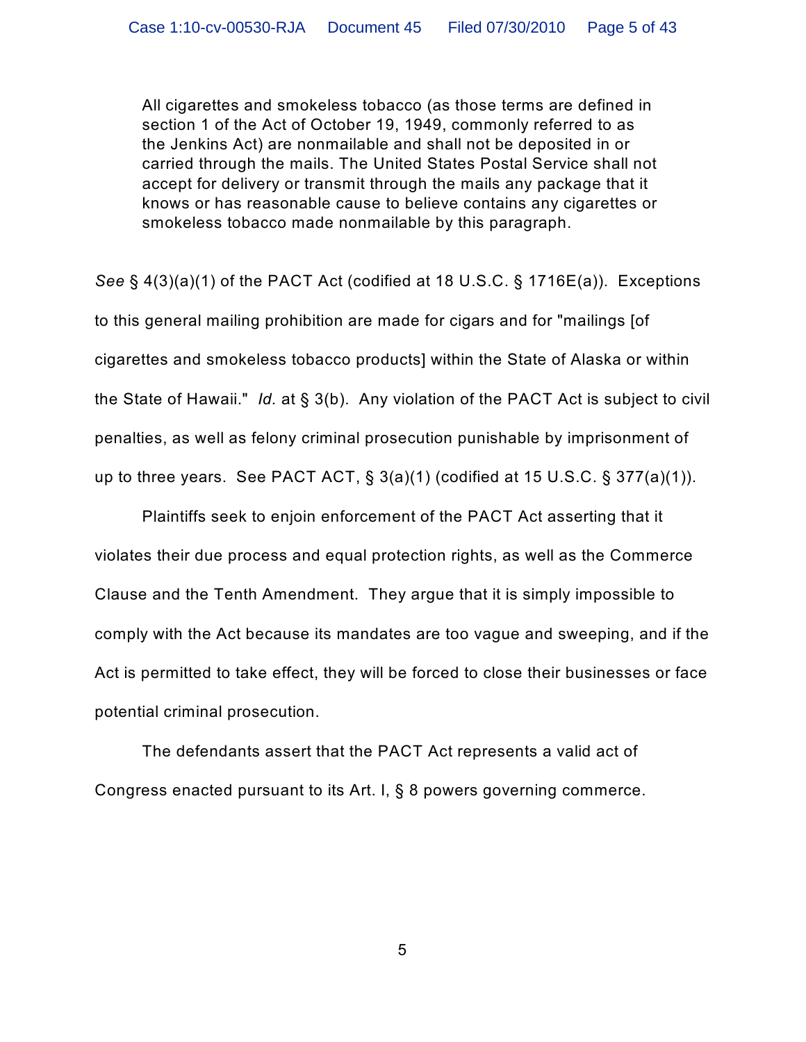> All cigarettes and smokeless tobacco (as those terms are defined in section 1 of the Act of October 19, 1949, commonly referred to as the Jenkins Act) are nonmailable and shall not be deposited in or carried through the mails. The United States Postal Service shall not accept for delivery or transmit through the mails any package that it knows or has reasonable cause to believe contains any cigarettes or smokeless tobacco made nonmailable by this paragraph.

*See* § 4(3)(a)(1) of the PACT Act (codified at 18 U.S.C. § 1716E(a)). Exceptions to this general mailing prohibition are made for cigars and for "mailings [of cigarettes and smokeless tobacco products] within the State of Alaska or within the State of Hawaii." *Id.* at § 3(b). Any violation of the PACT Act is subject to civil penalties, as well as felony criminal prosecution punishable by imprisonment of up to three years. See PACT ACT, § 3(a)(1) (codified at 15 U.S.C. § 377(a)(1)).

Plaintiffs seek to enjoin enforcement of the PACT Act asserting that it violates their due process and equal protection rights, as well as the Commerce Clause and the Tenth Amendment. They argue that it is simply impossible to comply with the Act because its mandates are too vague and sweeping, and if the Act is permitted to take effect, they will be forced to close their businesses or face potential criminal prosecution.

The defendants assert that the PACT Act represents a valid act of Congress enacted pursuant to its Art. I, § 8 powers governing commerce.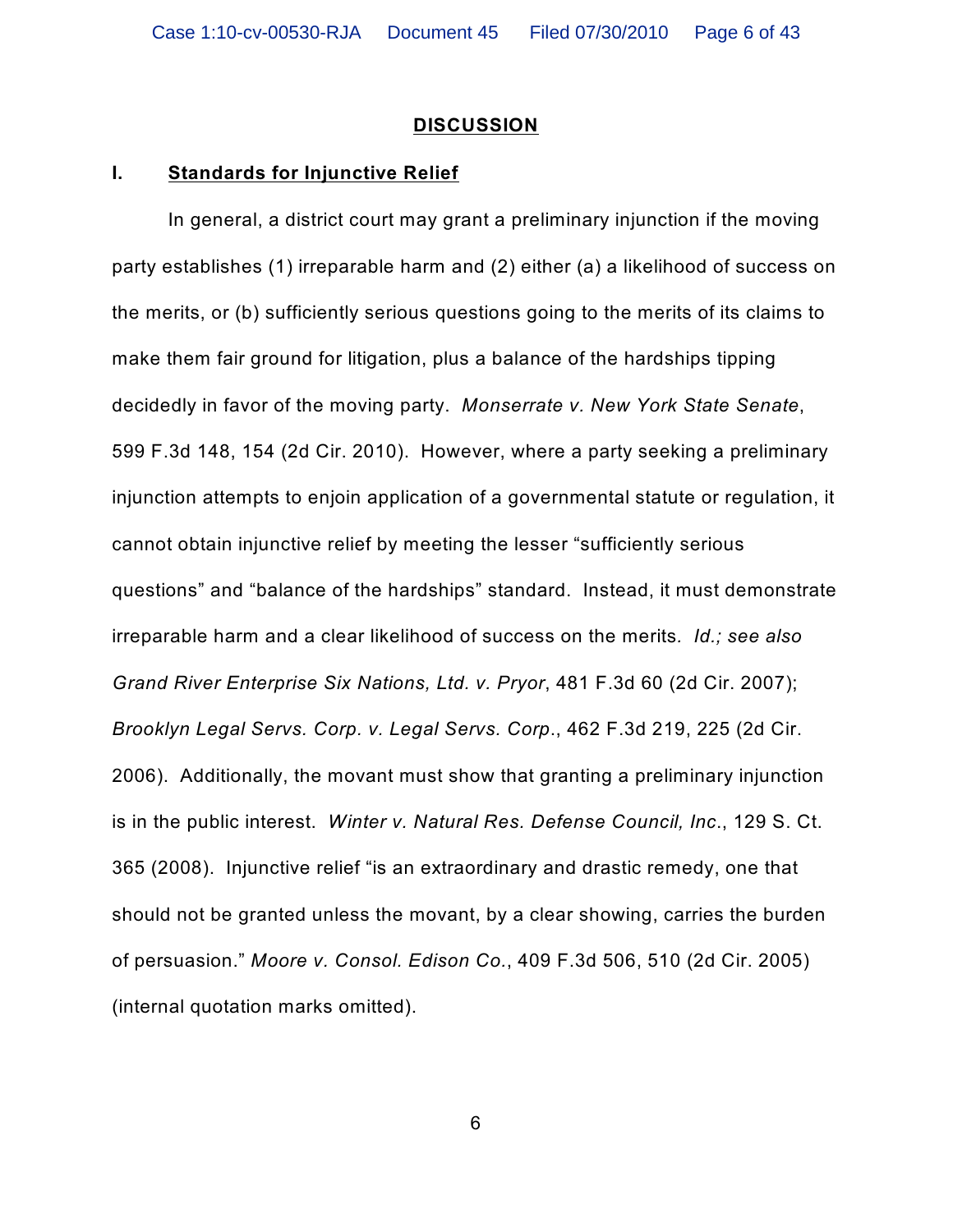## DISCUSSION

### I. Standards for Injunctive Relief

In general, a district court may grant a preliminary injunction if the moving party establishes (1) irreparable harm and (2) either (a) a likelihood of success on the merits, or (b) sufficiently serious questions going to the merits of its claims to make them fair ground for litigation, plus a balance of the hardships tipping decidedly in favor of the moving party. *Monserrate v. New York State Senate*, 599 F.3d 148, 154 (2d Cir. 2010). However, where a party seeking a preliminary injunction attempts to enjoin application of a governmental statute or regulation, it cannot obtain injunctive relief by meeting the lesser "sufficiently serious questions" and "balance of the hardships" standard. Instead, it must demonstrate irreparable harm and a clear likelihood of success on the merits. *Id.; see also Grand River Enterprise Six Nations, Ltd. v. Pryor*, 481 F.3d 60 (2d Cir. 2007); *Brooklyn Legal Servs. Corp. v. Legal Servs. Corp*., 462 F.3d 219, 225 (2d Cir. 2006). Additionally, the movant must show that granting a preliminary injunction is in the public interest. *Winter v. Natural Res. Defense Council, Inc*., 129 S. Ct. 365 (2008). Injunctive relief "is an extraordinary and drastic remedy, one that should not be granted unless the movant, by a clear showing, carries the burden of persuasion." *Moore v. Consol. Edison Co.*, 409 F.3d 506, 510 (2d Cir. 2005) (internal quotation marks omitted).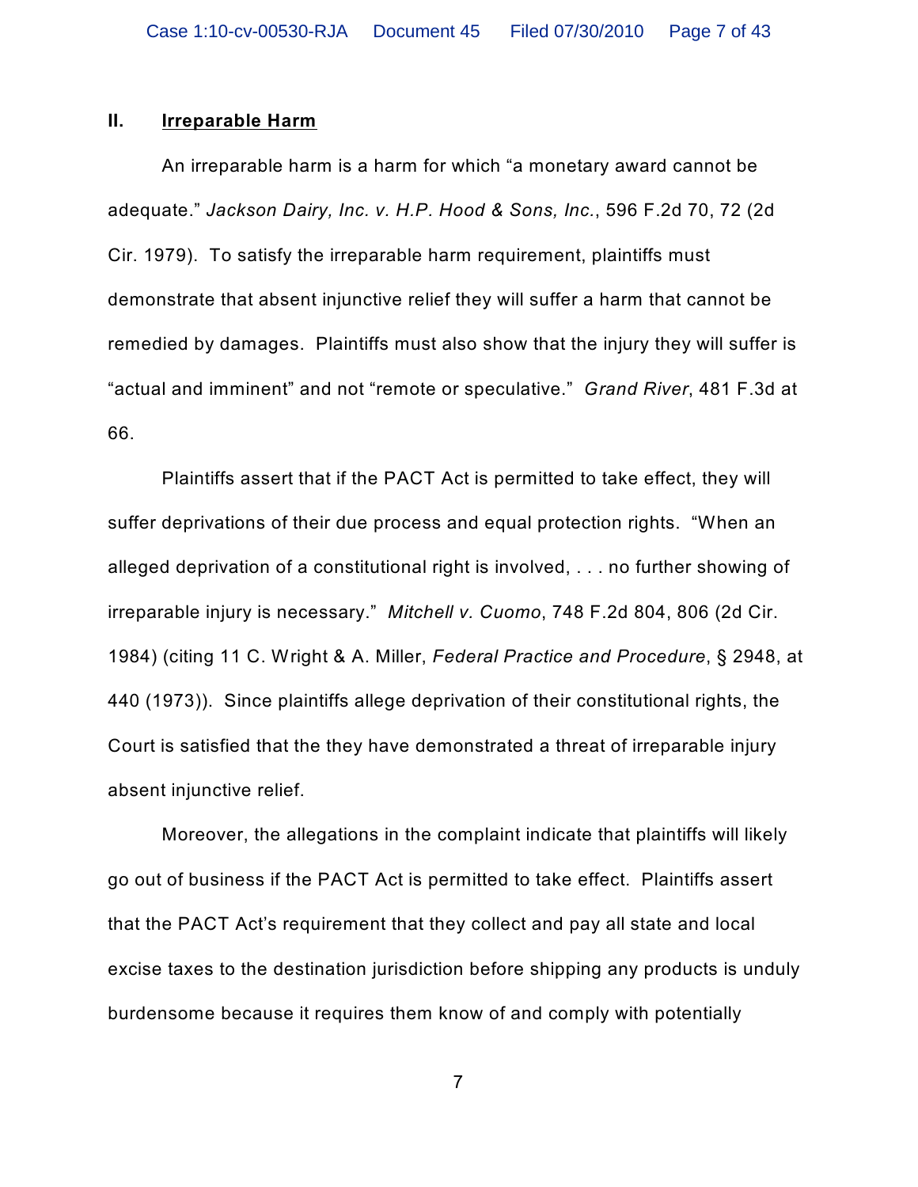## II. Irreparable Harm

An irreparable harm is a harm for which "a monetary award cannot be adequate." *Jackson Dairy, Inc. v. H.P. Hood & Sons, Inc.*, 596 F.2d 70, 72 (2d Cir. 1979). To satisfy the irreparable harm requirement, plaintiffs must demonstrate that absent injunctive relief they will suffer a harm that cannot be remedied by damages. Plaintiffs must also show that the injury they will suffer is "actual and imminent" and not "remote or speculative." *Grand River*, 481 F.3d at 66.

Plaintiffs assert that if the PACT Act is permitted to take effect, they will suffer deprivations of their due process and equal protection rights. "When an alleged deprivation of a constitutional right is involved, . . . no further showing of irreparable injury is necessary." *Mitchell v. Cuomo*, 748 F.2d 804, 806 (2d Cir. 1984) (citing 11 C. Wright & A. Miller, *Federal Practice and Procedure*, § 2948, at 440 (1973)). Since plaintiffs allege deprivation of their constitutional rights, the Court is satisfied that the they have demonstrated a threat of irreparable injury absent injunctive relief.

Moreover, the allegations in the complaint indicate that plaintiffs will likely go out of business if the PACT Act is permitted to take effect. Plaintiffs assert that the PACT Act's requirement that they collect and pay all state and local excise taxes to the destination jurisdiction before shipping any products is unduly burdensome because it requires them know of and comply with potentially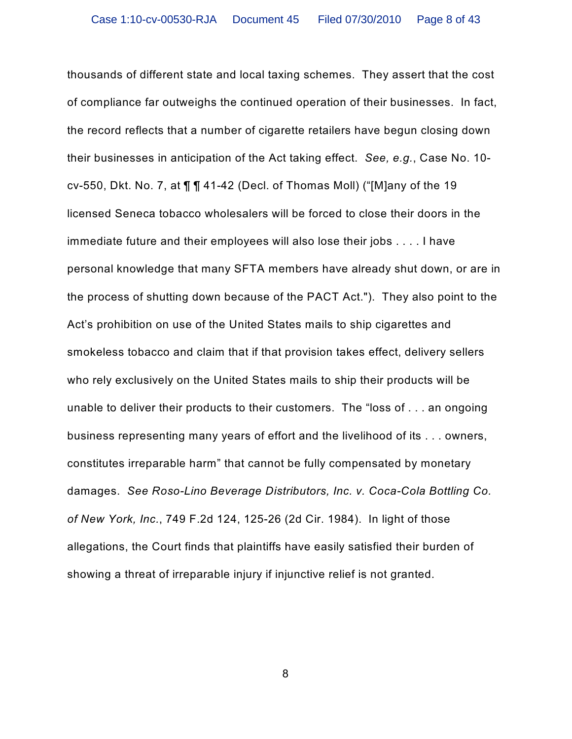thousands of different state and local taxing schemes. They assert that the cost of compliance far outweighs the continued operation of their businesses. In fact, the record reflects that a number of cigarette retailers have begun closing down their businesses in anticipation of the Act taking effect. *See, e.g.*, Case No. 10-cv-550, Dkt. No. 7, at ¶ ¶ 41-42 (Decl. of Thomas Moll) ("[M]any of the 19 licensed Seneca tobacco wholesalers will be forced to close their doors in the immediate future and their employees will also lose their jobs . . . . I have personal knowledge that many SFTA members have already shut down, or are in the process of shutting down because of the PACT Act."). They also point to the Act's prohibition on use of the United States mails to ship cigarettes and smokeless tobacco and claim that if that provision takes effect, delivery sellers who rely exclusively on the United States mails to ship their products will be unable to deliver their products to their customers. The "loss of . . . an ongoing business representing many years of effort and the livelihood of its . . . owners, constitutes irreparable harm" that cannot be fully compensated by monetary damages. *See Roso-Lino Beverage Distributors, Inc. v. Coca-Cola Bottling Co. of New York, Inc.*, 749 F.2d 124, 125-26 (2d Cir. 1984). In light of those allegations, the Court finds that plaintiffs have easily satisfied their burden of showing a threat of irreparable injury if injunctive relief is not granted.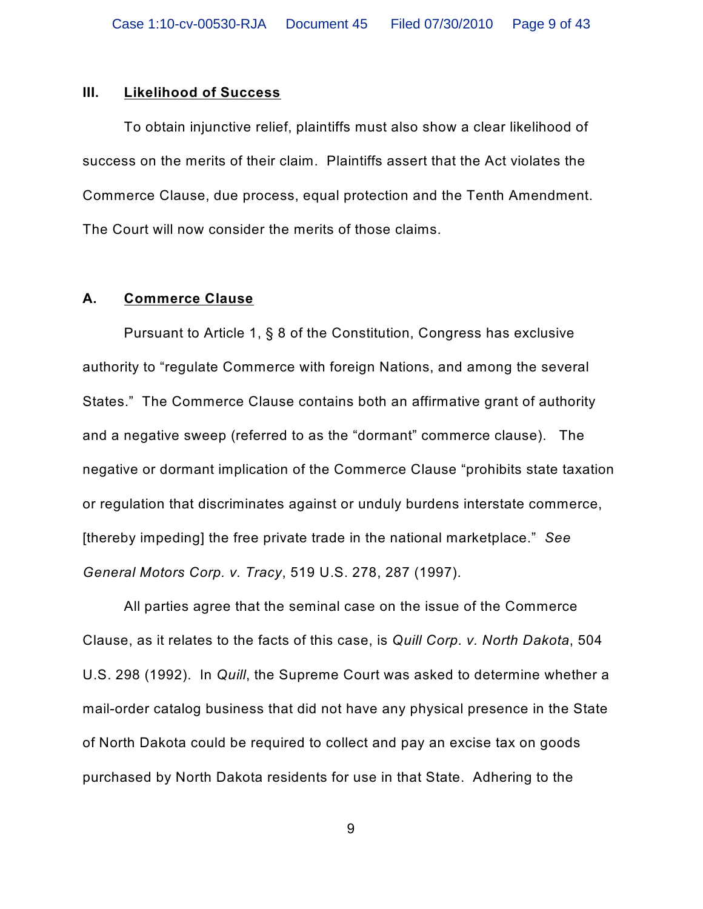### III. Likelihood of Success

To obtain injunctive relief, plaintiffs must also show a clear likelihood of success on the merits of their claim. Plaintiffs assert that the Act violates the Commerce Clause, due process, equal protection and the Tenth Amendment. The Court will now consider the merits of those claims.

### A. Commerce Clause

Pursuant to Article 1, § 8 of the Constitution, Congress has exclusive authority to "regulate Commerce with foreign Nations, and among the several States." The Commerce Clause contains both an affirmative grant of authority and a negative sweep (referred to as the "dormant" commerce clause). The negative or dormant implication of the Commerce Clause "prohibits state taxation or regulation that discriminates against or unduly burdens interstate commerce, [thereby impeding] the free private trade in the national marketplace." *See General Motors Corp. v. Tracy*, 519 U.S. 278, 287 (1997).

All parties agree that the seminal case on the issue of the Commerce Clause, as it relates to the facts of this case, is *Quill Corp. v. North Dakota*, 504 U.S. 298 (1992). In *Quill*, the Supreme Court was asked to determine whether a mail-order catalog business that did not have any physical presence in the State of North Dakota could be required to collect and pay an excise tax on goods purchased by North Dakota residents for use in that State. Adhering to the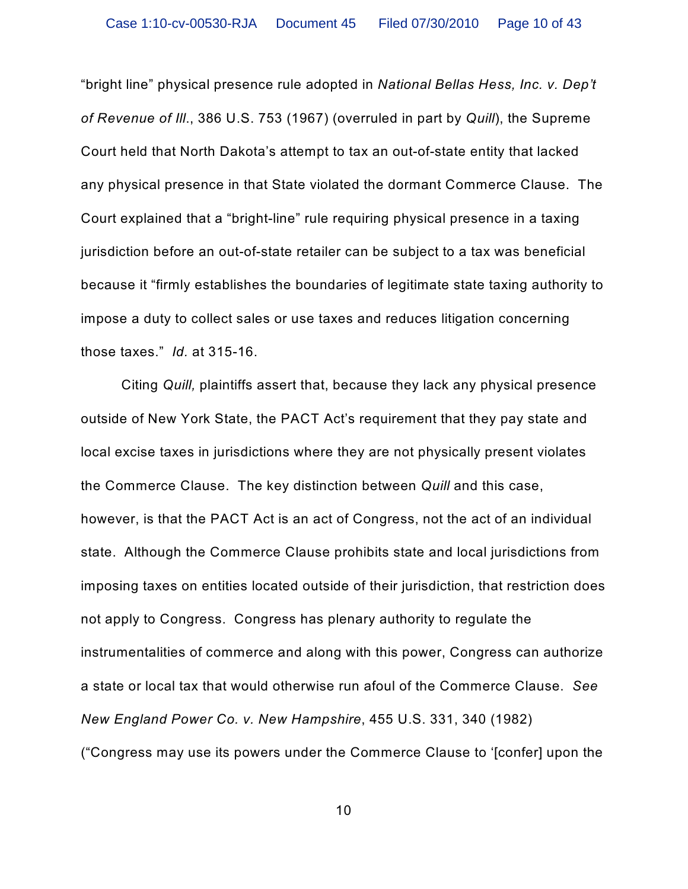"bright line" physical presence rule adopted in *National Bellas Hess, Inc. v. Dep't of Revenue of Ill.*, 386 U.S. 753 (1967) (overruled in part by *Quill*), the Supreme Court held that North Dakota's attempt to tax an out-of-state entity that lacked any physical presence in that State violated the dormant Commerce Clause. The Court explained that a "bright-line" rule requiring physical presence in a taxing jurisdiction before an out-of-state retailer can be subject to a tax was beneficial because it "firmly establishes the boundaries of legitimate state taxing authority to impose a duty to collect sales or use taxes and reduces litigation concerning those taxes." *Id.* at 315-16.

Citing *Quill,* plaintiffs assert that, because they lack any physical presence outside of New York State, the PACT Act's requirement that they pay state and local excise taxes in jurisdictions where they are not physically present violates the Commerce Clause. The key distinction between *Quill* and this case, however, is that the PACT Act is an act of Congress, not the act of an individual state. Although the Commerce Clause prohibits state and local jurisdictions from imposing taxes on entities located outside of their jurisdiction, that restriction does not apply to Congress. Congress has plenary authority to regulate the instrumentalities of commerce and along with this power, Congress can authorize a state or local tax that would otherwise run afoul of the Commerce Clause. *See New England Power Co. v. New Hampshire*, 455 U.S. 331, 340 (1982) ("Congress may use its powers under the Commerce Clause to '[confer] upon the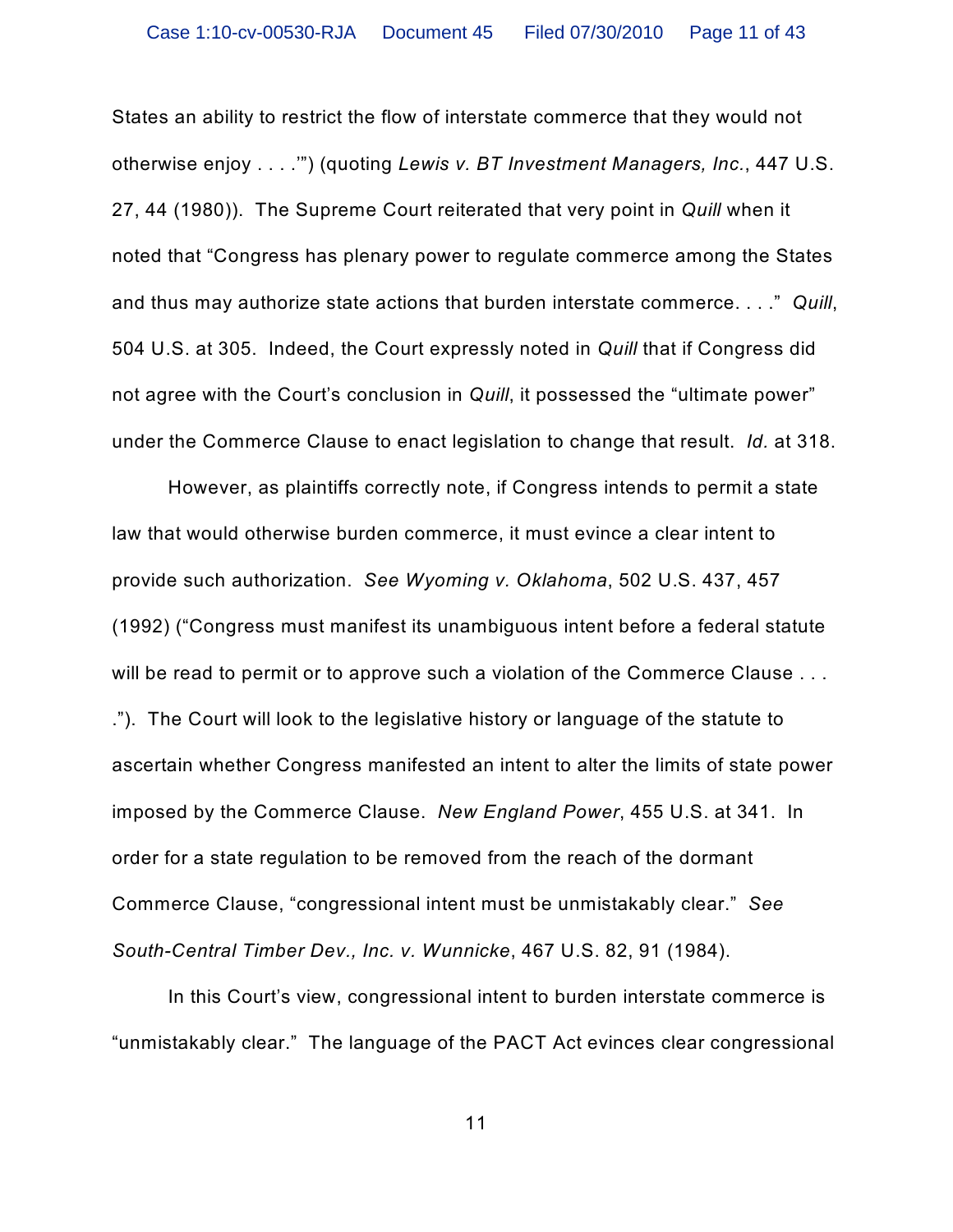States an ability to restrict the flow of interstate commerce that they would not otherwise enjoy . . . .'") (quoting *Lewis v. BT Investment Managers, Inc.*, 447 U.S. 27, 44 (1980)). The Supreme Court reiterated that very point in *Quill* when it noted that "Congress has plenary power to regulate commerce among the States and thus may authorize state actions that burden interstate commerce. . . ." *Quill*, 504 U.S. at 305. Indeed, the Court expressly noted in *Quill* that if Congress did not agree with the Court's conclusion in *Quill*, it possessed the "ultimate power" under the Commerce Clause to enact legislation to change that result. *Id.* at 318.

However, as plaintiffs correctly note, if Congress intends to permit a state law that would otherwise burden commerce, it must evince a clear intent to provide such authorization. *See Wyoming v. Oklahoma*, 502 U.S. 437, 457 (1992) ("Congress must manifest its unambiguous intent before a federal statute will be read to permit or to approve such a violation of the Commerce Clause . . . ."). The Court will look to the legislative history or language of the statute to ascertain whether Congress manifested an intent to alter the limits of state power imposed by the Commerce Clause. *New England Power*, 455 U.S. at 341. In order for a state regulation to be removed from the reach of the dormant Commerce Clause, "congressional intent must be unmistakably clear." *See South-Central Timber Dev., Inc. v. Wunnicke*, 467 U.S. 82, 91 (1984).

In this Court's view, congressional intent to burden interstate commerce is "unmistakably clear." The language of the PACT Act evinces clear congressional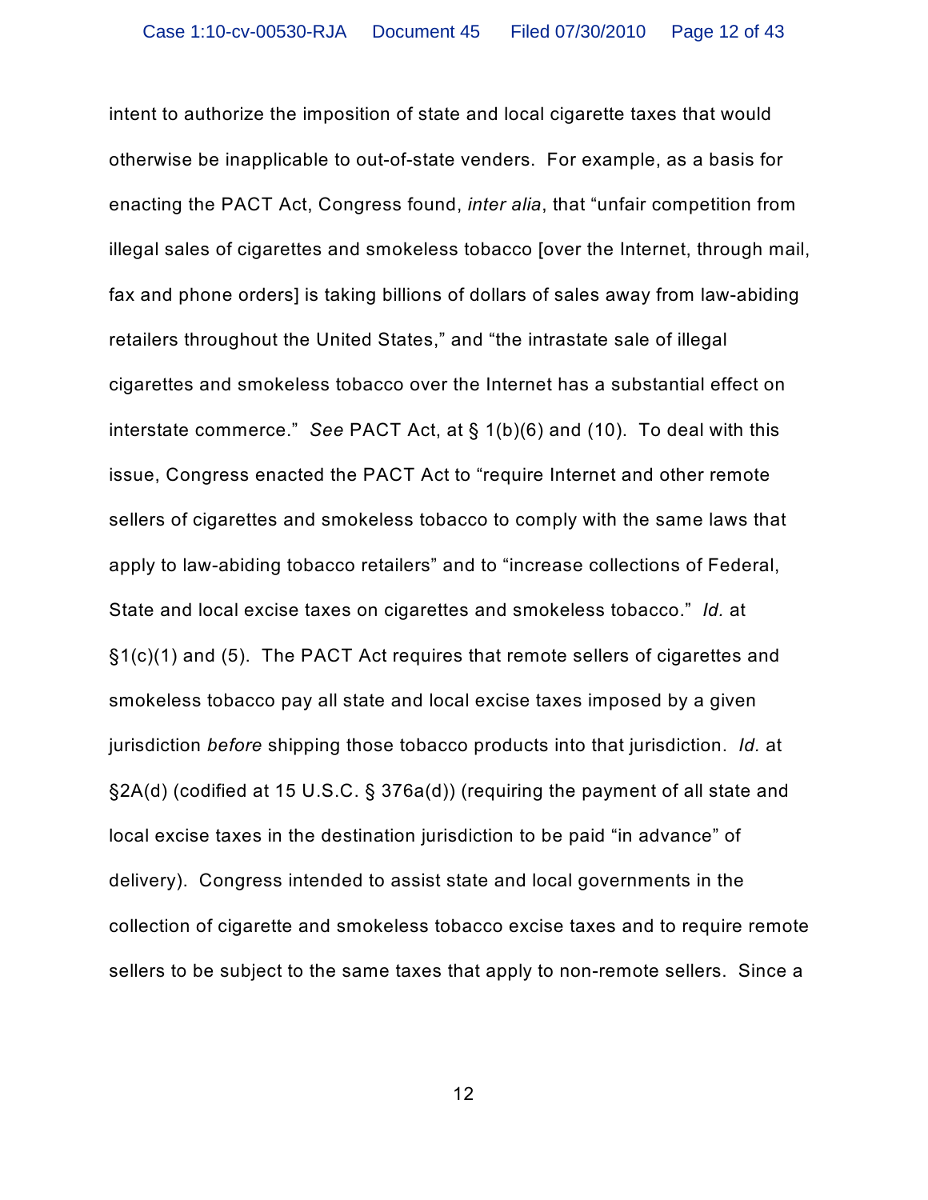intent to authorize the imposition of state and local cigarette taxes that would otherwise be inapplicable to out-of-state venders. For example, as a basis for enacting the PACT Act, Congress found, *inter alia*, that "unfair competition from illegal sales of cigarettes and smokeless tobacco [over the Internet, through mail, fax and phone orders] is taking billions of dollars of sales away from law-abiding retailers throughout the United States," and "the intrastate sale of illegal cigarettes and smokeless tobacco over the Internet has a substantial effect on interstate commerce." *See* PACT Act, at § 1(b)(6) and (10). To deal with this issue, Congress enacted the PACT Act to "require Internet and other remote sellers of cigarettes and smokeless tobacco to comply with the same laws that apply to law-abiding tobacco retailers" and to "increase collections of Federal, State and local excise taxes on cigarettes and smokeless tobacco." *Id.* at §1(c)(1) and (5). The PACT Act requires that remote sellers of cigarettes and smokeless tobacco pay all state and local excise taxes imposed by a given jurisdiction *before* shipping those tobacco products into that jurisdiction. *Id.* at §2A(d) (codified at 15 U.S.C. § 376a(d)) (requiring the payment of all state and local excise taxes in the destination jurisdiction to be paid "in advance" of delivery). Congress intended to assist state and local governments in the collection of cigarette and smokeless tobacco excise taxes and to require remote sellers to be subject to the same taxes that apply to non-remote sellers. Since a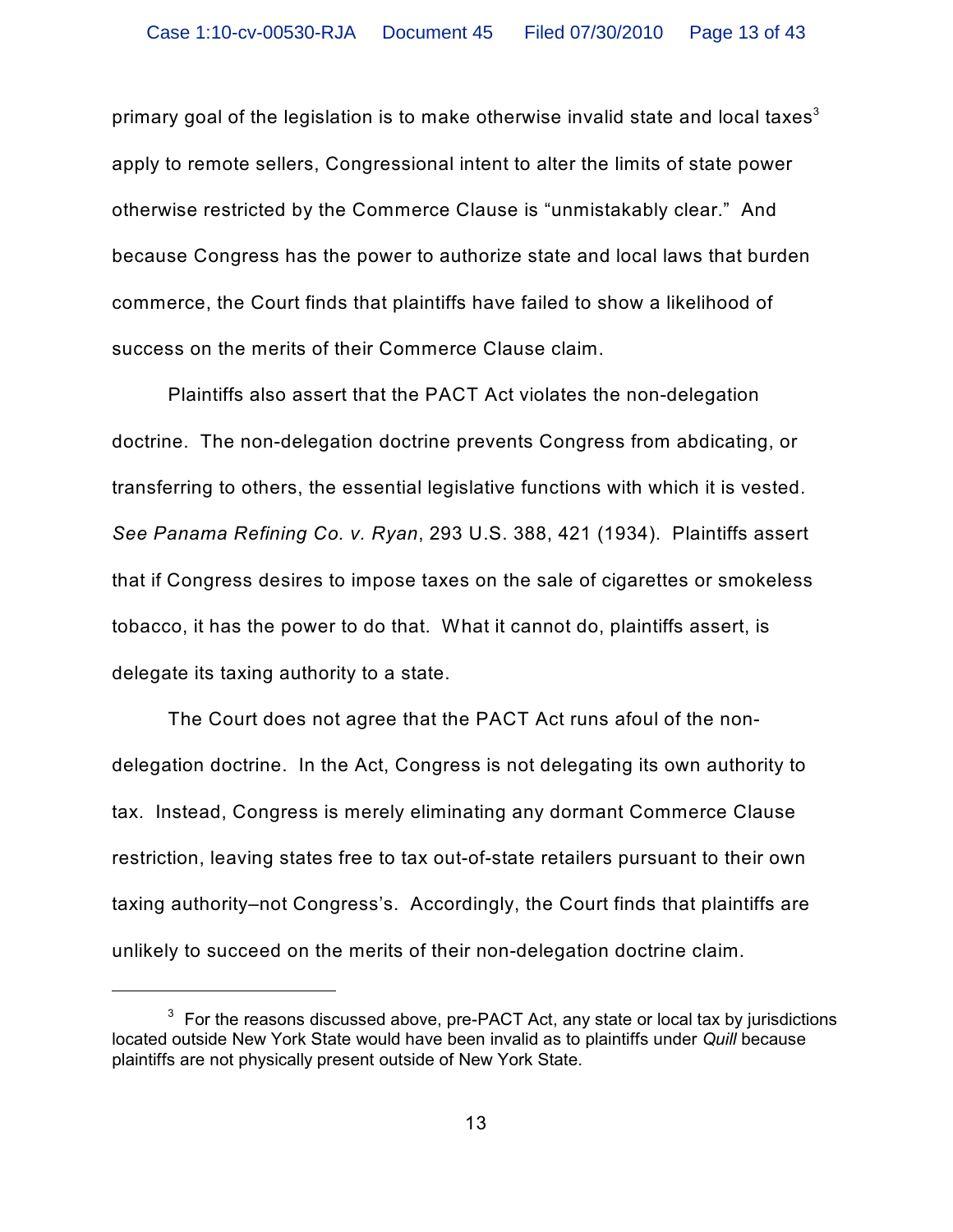primary goal of the legislation is to make otherwise invalid state and local taxes[3] apply to remote sellers, Congressional intent to alter the limits of state power otherwise restricted by the Commerce Clause is "unmistakably clear." And because Congress has the power to authorize state and local laws that burden commerce, the Court finds that plaintiffs have failed to show a likelihood of success on the merits of their Commerce Clause claim.

Plaintiffs also assert that the PACT Act violates the non-delegation doctrine. The non-delegation doctrine prevents Congress from abdicating, or transferring to others, the essential legislative functions with which it is vested. *See Panama Refining Co. v. Ryan*, 293 U.S. 388, 421 (1934). Plaintiffs assert that if Congress desires to impose taxes on the sale of cigarettes or smokeless tobacco, it has the power to do that. What it cannot do, plaintiffs assert, is delegate its taxing authority to a state.

The Court does not agree that the PACT Act runs afoul of the non-delegation doctrine. In the Act, Congress is not delegating its own authority to tax. Instead, Congress is merely eliminating any dormant Commerce Clause restriction, leaving states free to tax out-of-state retailers pursuant to their own taxing authority–not Congress's. Accordingly, the Court finds that plaintiffs are unlikely to succeed on the merits of their non-delegation doctrine claim.

---

[3] For the reasons discussed above, pre-PACT Act, any state or local tax by jurisdictions located outside New York State would have been invalid as to plaintiffs under *Quill* because plaintiffs are not physically present outside of New York State.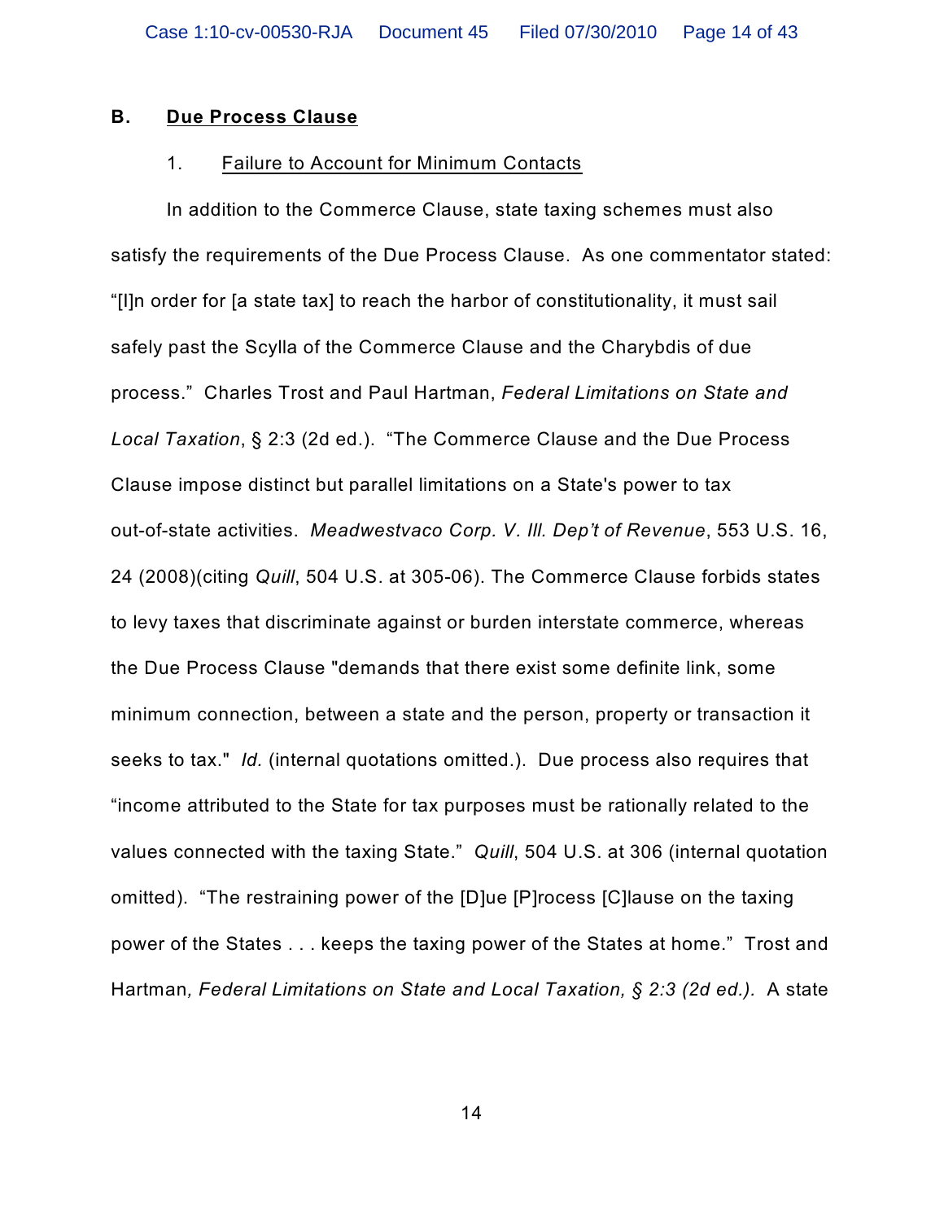## B. Due Process Clause

### 1. Failure to Account for Minimum Contacts

In addition to the Commerce Clause, state taxing schemes must also satisfy the requirements of the Due Process Clause. As one commentator stated: "[I]n order for [a state tax] to reach the harbor of constitutionality, it must sail safely past the Scylla of the Commerce Clause and the Charybdis of due process." Charles Trost and Paul Hartman, *Federal Limitations on State and Local Taxation*, § 2:3 (2d ed.). "The Commerce Clause and the Due Process Clause impose distinct but parallel limitations on a State's power to tax out-of-state activities. *Meadwestvaco Corp. V. Ill. Dep't of Revenue*, 553 U.S. 16, 24 (2008)(citing *Quill*, 504 U.S. at 305-06). The Commerce Clause forbids states to levy taxes that discriminate against or burden interstate commerce, whereas the Due Process Clause "demands that there exist some definite link, some minimum connection, between a state and the person, property or transaction it seeks to tax." *Id.* (internal quotations omitted.). Due process also requires that "income attributed to the State for tax purposes must be rationally related to the values connected with the taxing State." *Quill*, 504 U.S. at 306 (internal quotation omitted). "The restraining power of the [D]ue [P]rocess [C]lause on the taxing power of the States . . . keeps the taxing power of the States at home." Trost and Hartman*, Federal Limitations on State and Local Taxation, § 2:3 (2d ed.).* A state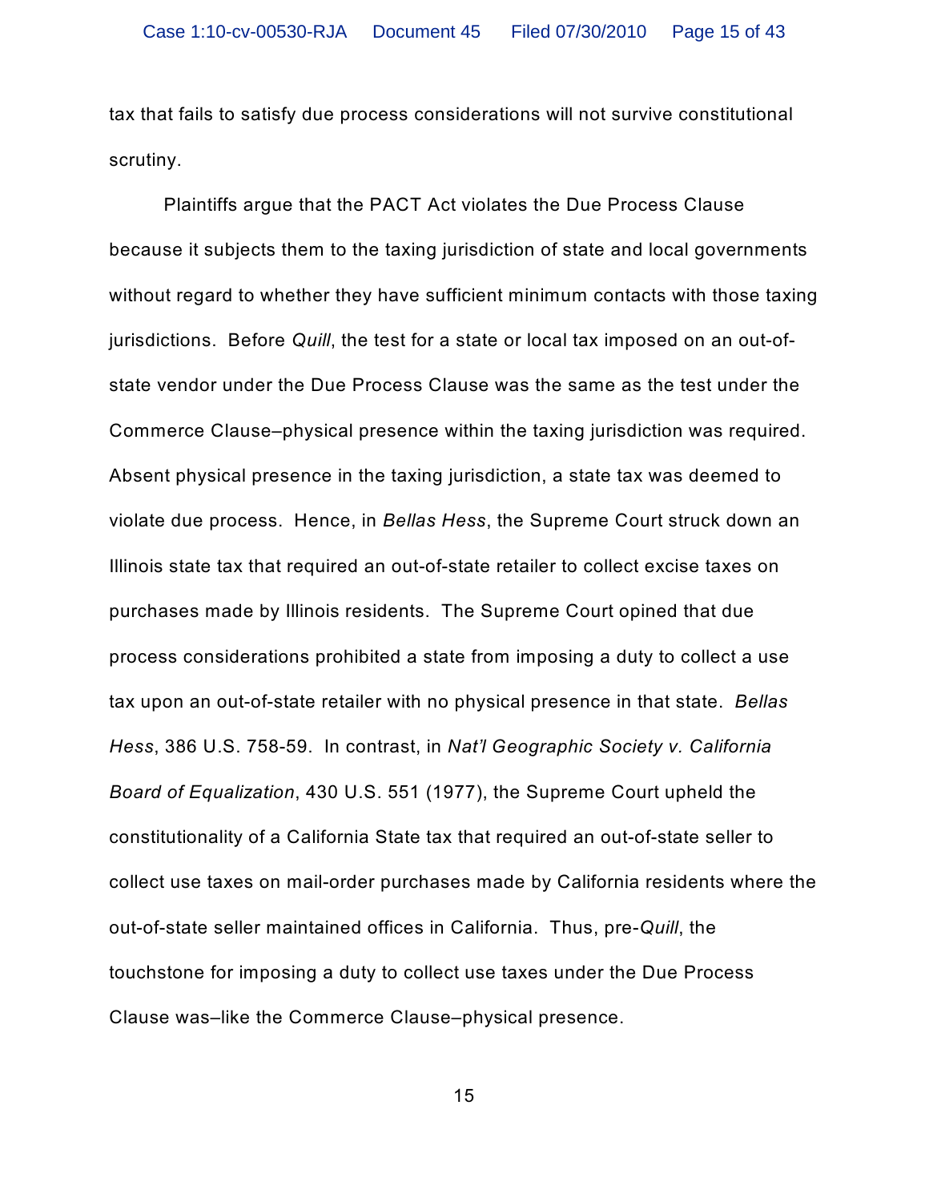tax that fails to satisfy due process considerations will not survive constitutional scrutiny.

Plaintiffs argue that the PACT Act violates the Due Process Clause because it subjects them to the taxing jurisdiction of state and local governments without regard to whether they have sufficient minimum contacts with those taxing jurisdictions. Before *Quill*, the test for a state or local tax imposed on an out-of-state vendor under the Due Process Clause was the same as the test under the Commerce Clause–physical presence within the taxing jurisdiction was required. Absent physical presence in the taxing jurisdiction, a state tax was deemed to violate due process. Hence, in *Bellas Hess*, the Supreme Court struck down an Illinois state tax that required an out-of-state retailer to collect excise taxes on purchases made by Illinois residents. The Supreme Court opined that due process considerations prohibited a state from imposing a duty to collect a use tax upon an out-of-state retailer with no physical presence in that state. *Bellas Hess*, 386 U.S. 758-59. In contrast, in *Nat'l Geographic Society v. California Board of Equalization*, 430 U.S. 551 (1977), the Supreme Court upheld the constitutionality of a California State tax that required an out-of-state seller to collect use taxes on mail-order purchases made by California residents where the out-of-state seller maintained offices in California. Thus, pre-*Quill*, the touchstone for imposing a duty to collect use taxes under the Due Process Clause was–like the Commerce Clause–physical presence.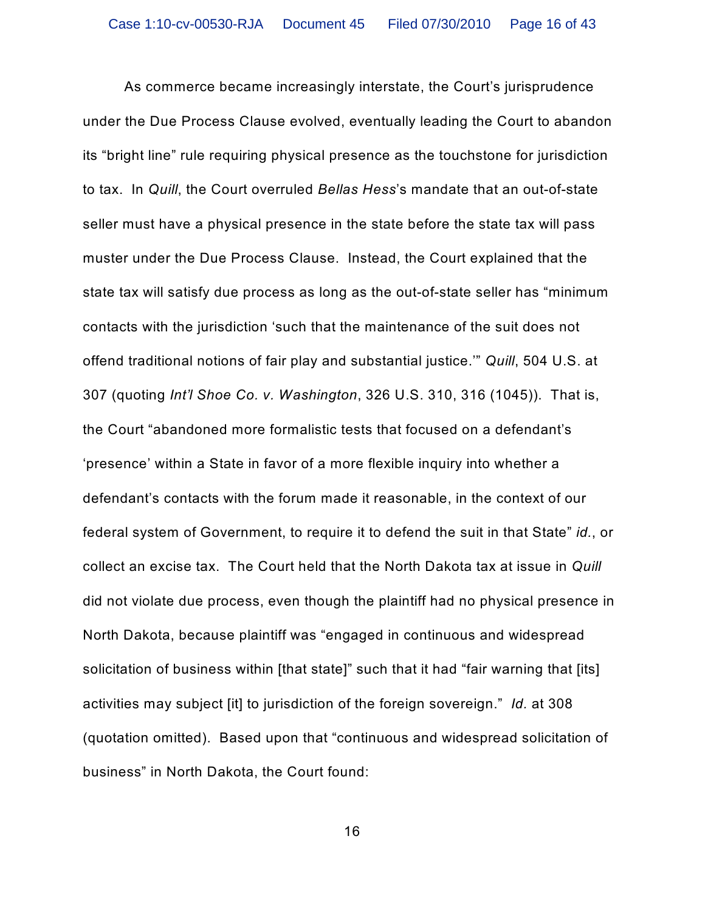As commerce became increasingly interstate, the Court's jurisprudence under the Due Process Clause evolved, eventually leading the Court to abandon its "bright line" rule requiring physical presence as the touchstone for jurisdiction to tax. In *Quill*, the Court overruled *Bellas Hess*'s mandate that an out-of-state seller must have a physical presence in the state before the state tax will pass muster under the Due Process Clause. Instead, the Court explained that the state tax will satisfy due process as long as the out-of-state seller has "minimum contacts with the jurisdiction 'such that the maintenance of the suit does not offend traditional notions of fair play and substantial justice.'" *Quill*, 504 U.S. at 307 (quoting *Int'l Shoe Co. v. Washington*, 326 U.S. 310, 316 (1045)). That is, the Court "abandoned more formalistic tests that focused on a defendant's 'presence' within a State in favor of a more flexible inquiry into whether a defendant's contacts with the forum made it reasonable, in the context of our federal system of Government, to require it to defend the suit in that State" *id.*, or collect an excise tax. The Court held that the North Dakota tax at issue in *Quill* did not violate due process, even though the plaintiff had no physical presence in North Dakota, because plaintiff was "engaged in continuous and widespread solicitation of business within [that state]" such that it had "fair warning that [its] activities may subject [it] to jurisdiction of the foreign sovereign." *Id.* at 308 (quotation omitted). Based upon that "continuous and widespread solicitation of business" in North Dakota, the Court found: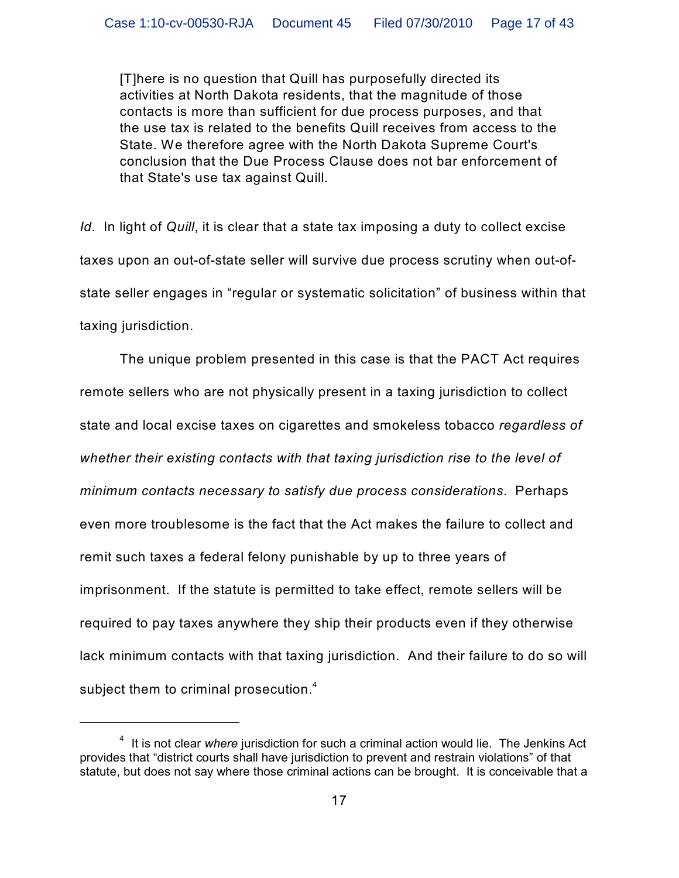> [T]here is no question that Quill has purposefully directed its activities at North Dakota residents, that the magnitude of those contacts is more than sufficient for due process purposes, and that the use tax is related to the benefits Quill receives from access to the State. We therefore agree with the North Dakota Supreme Court's conclusion that the Due Process Clause does not bar enforcement of that State's use tax against Quill.

*Id.* In light of *Quill*, it is clear that a state tax imposing a duty to collect excise taxes upon an out-of-state seller will survive due process scrutiny when out-of-state seller engages in "regular or systematic solicitation" of business within that taxing jurisdiction.

The unique problem presented in this case is that the PACT Act requires remote sellers who are not physically present in a taxing jurisdiction to collect state and local excise taxes on cigarettes and smokeless tobacco *regardless of whether their existing contacts with that taxing jurisdiction rise to the level of minimum contacts necessary to satisfy due process considerations*. Perhaps even more troublesome is the fact that the Act makes the failure to collect and remit such taxes a federal felony punishable by up to three years of imprisonment. If the statute is permitted to take effect, remote sellers will be required to pay taxes anywhere they ship their products even if they otherwise lack minimum contacts with that taxing jurisdiction. And their failure to do so will subject them to criminal prosecution.[4]

---

[4] It is not clear *where* jurisdiction for such a criminal action would lie. The Jenkins Act provides that "district courts shall have jurisdiction to prevent and restrain violations" of that statute, but does not say where those criminal actions can be brought. It is conceivable that a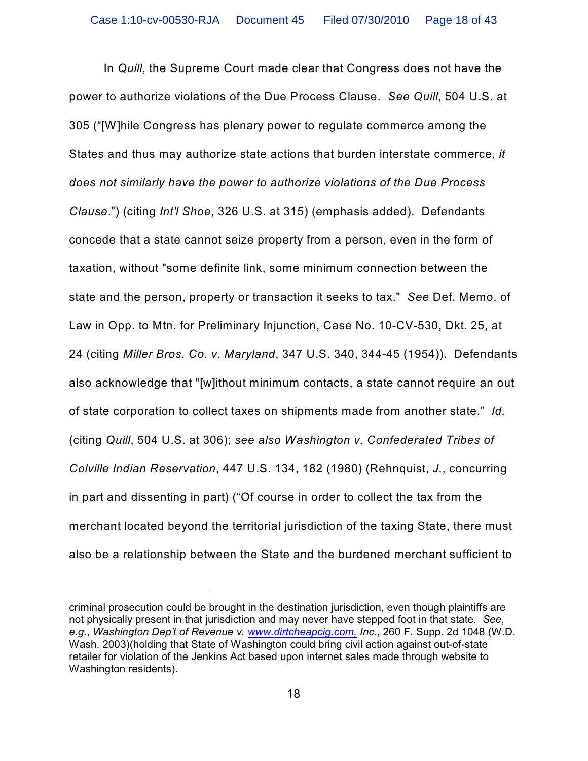In *Quill*, the Supreme Court made clear that Congress does not have the power to authorize violations of the Due Process Clause. *See Quill*, 504 U.S. at 305 ("[W]hile Congress has plenary power to regulate commerce among the States and thus may authorize state actions that burden interstate commerce, *it does not similarly have the power to authorize violations of the Due Process Clause*.") (citing *Int'l Shoe*, 326 U.S. at 315) (emphasis added). Defendants concede that a state cannot seize property from a person, even in the form of taxation, without "some definite link, some minimum connection between the state and the person, property or transaction it seeks to tax." *See* Def. Memo. of Law in Opp. to Mtn. for Preliminary Injunction, Case No. 10-CV-530, Dkt. 25, at 24 (citing *Miller Bros. Co. v. Maryland*, 347 U.S. 340, 344-45 (1954)). Defendants also acknowledge that "[w]ithout minimum contacts, a state cannot require an out of state corporation to collect taxes on shipments made from another state." *Id.* (citing *Quill*, 504 U.S. at 306); *see also Washington v. Confederated Tribes of Colville Indian Reservation*, 447 U.S. 134, 182 (1980) (Rehnquist, *J.*, concurring in part and dissenting in part) ("Of course in order to collect the tax from the merchant located beyond the territorial jurisdiction of the taxing State, there must also be a relationship between the State and the burdened merchant sufficient to

---

criminal prosecution could be brought in the destination jurisdiction, even though plaintiffs are not physically present in that jurisdiction and may never have stepped foot in that state. *See, e.g.*, *Washington Dep't of Revenue v. www.dirtcheapcig.com, Inc.*, 260 F. Supp. 2d 1048 (W.D. Wash. 2003)(holding that State of Washington could bring civil action against out-of-state retailer for violation of the Jenkins Act based upon internet sales made through website to Washington residents).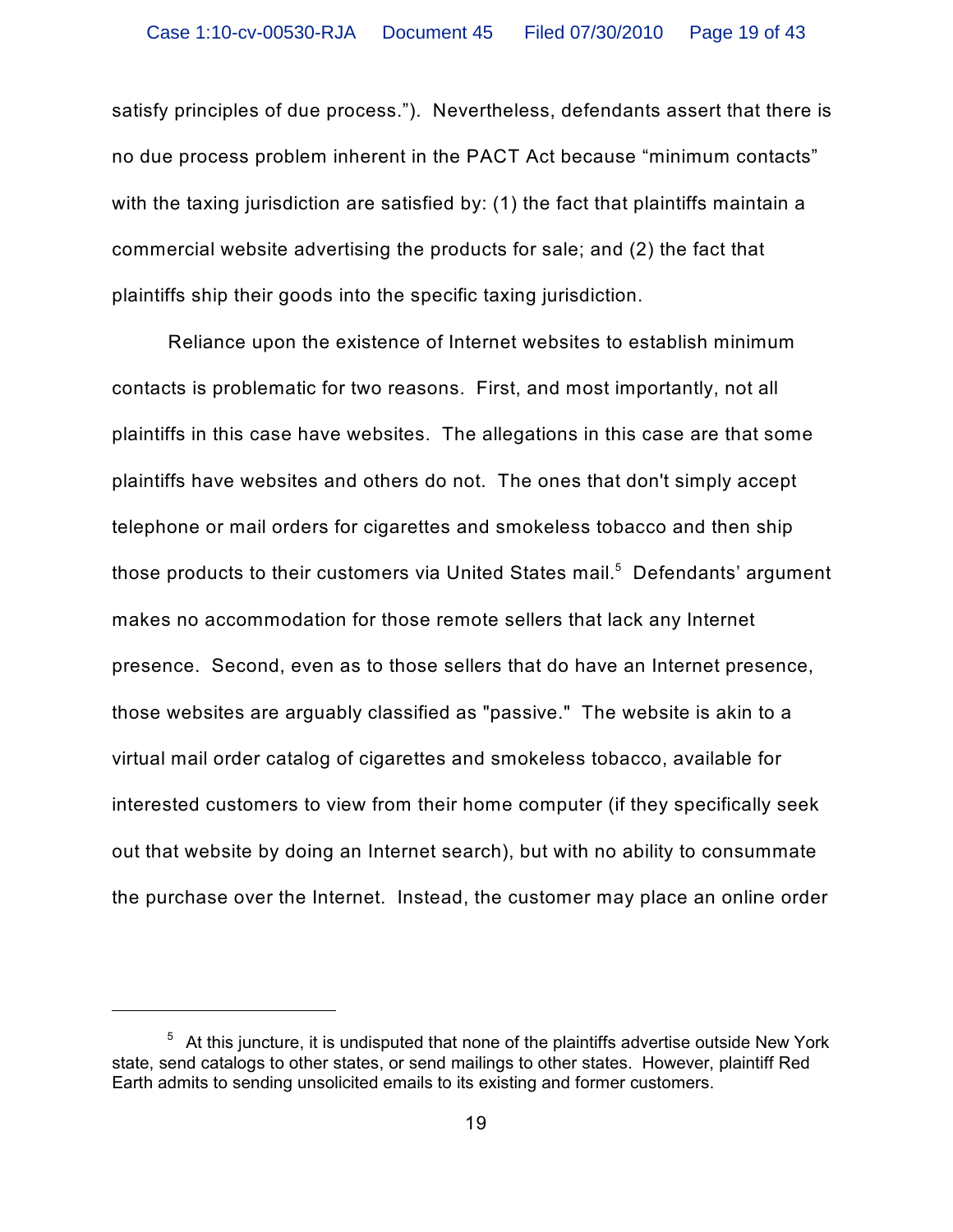satisfy principles of due process."). Nevertheless, defendants assert that there is no due process problem inherent in the PACT Act because "minimum contacts" with the taxing jurisdiction are satisfied by: (1) the fact that plaintiffs maintain a commercial website advertising the products for sale; and (2) the fact that plaintiffs ship their goods into the specific taxing jurisdiction.

Reliance upon the existence of Internet websites to establish minimum contacts is problematic for two reasons. First, and most importantly, not all plaintiffs in this case have websites. The allegations in this case are that some plaintiffs have websites and others do not. The ones that don't simply accept telephone or mail orders for cigarettes and smokeless tobacco and then ship those products to their customers via United States mail.[5] Defendants' argument makes no accommodation for those remote sellers that lack any Internet presence. Second, even as to those sellers that do have an Internet presence, those websites are arguably classified as "passive." The website is akin to a virtual mail order catalog of cigarettes and smokeless tobacco, available for interested customers to view from their home computer (if they specifically seek out that website by doing an Internet search), but with no ability to consummate the purchase over the Internet. Instead, the customer may place an online order

---

[5] At this juncture, it is undisputed that none of the plaintiffs advertise outside New York state, send catalogs to other states, or send mailings to other states. However, plaintiff Red Earth admits to sending unsolicited emails to its existing and former customers.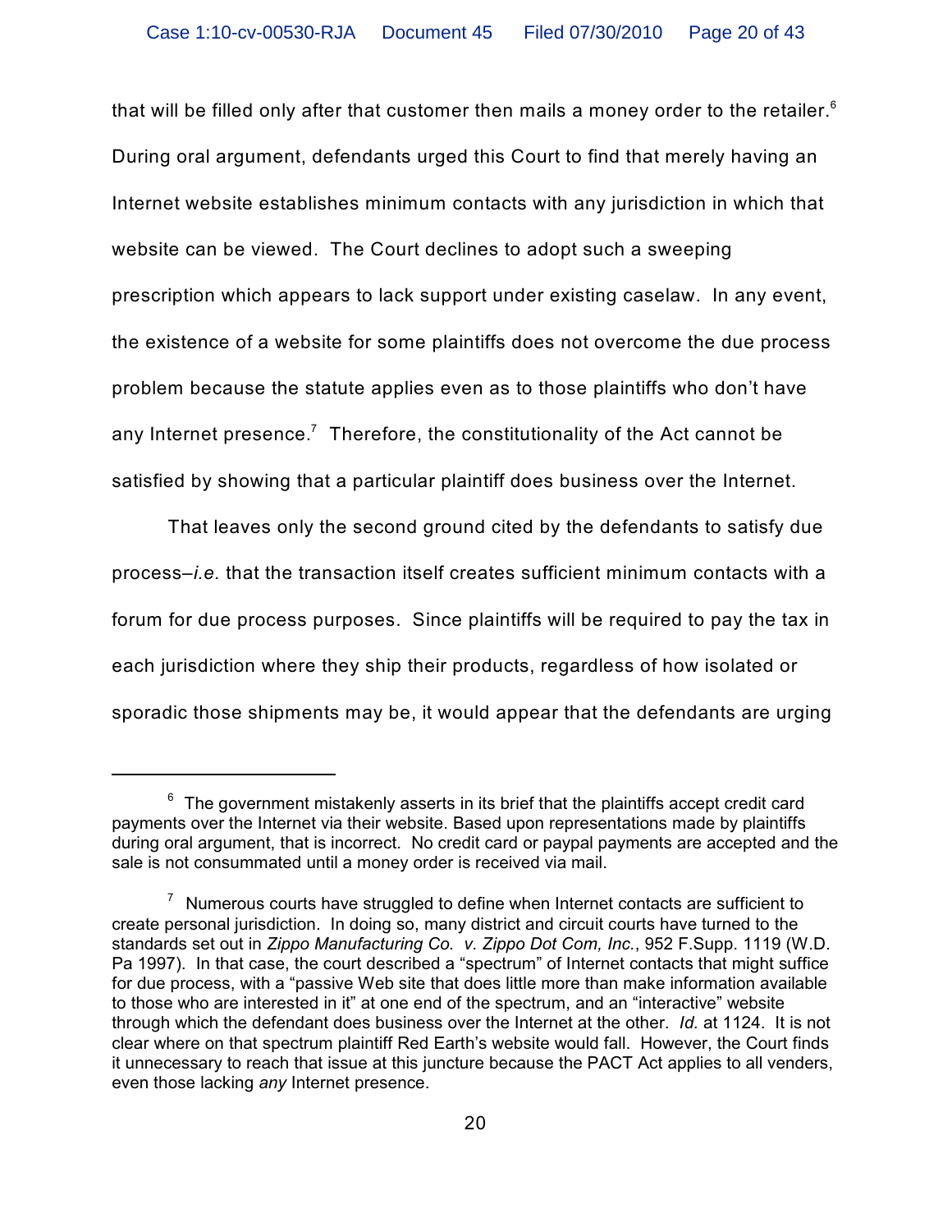that will be filled only after that customer then mails a money order to the retailer.[6] During oral argument, defendants urged this Court to find that merely having an Internet website establishes minimum contacts with any jurisdiction in which that website can be viewed. The Court declines to adopt such a sweeping prescription which appears to lack support under existing caselaw. In any event, the existence of a website for some plaintiffs does not overcome the due process problem because the statute applies even as to those plaintiffs who don't have any Internet presence.[7] Therefore, the constitutionality of the Act cannot be satisfied by showing that a particular plaintiff does business over the Internet.

That leaves only the second ground cited by the defendants to satisfy due process–*i.e.* that the transaction itself creates sufficient minimum contacts with a forum for due process purposes. Since plaintiffs will be required to pay the tax in each jurisdiction where they ship their products, regardless of how isolated or sporadic those shipments may be, it would appear that the defendants are urging

---

[6] The government mistakenly asserts in its brief that the plaintiffs accept credit card payments over the Internet via their website. Based upon representations made by plaintiffs during oral argument, that is incorrect. No credit card or paypal payments are accepted and the sale is not consummated until a money order is received via mail.

[7] Numerous courts have struggled to define when Internet contacts are sufficient to create personal jurisdiction. In doing so, many district and circuit courts have turned to the standards set out in *Zippo Manufacturing Co. v. Zippo Dot Com, Inc.*, 952 F.Supp. 1119 (W.D. Pa 1997). In that case, the court described a "spectrum" of Internet contacts that might suffice for due process, with a "passive Web site that does little more than make information available to those who are interested in it" at one end of the spectrum, and an "interactive" website through which the defendant does business over the Internet at the other. *Id.* at 1124. It is not clear where on that spectrum plaintiff Red Earth's website would fall. However, the Court finds it unnecessary to reach that issue at this juncture because the PACT Act applies to all venders, even those lacking *any* Internet presence.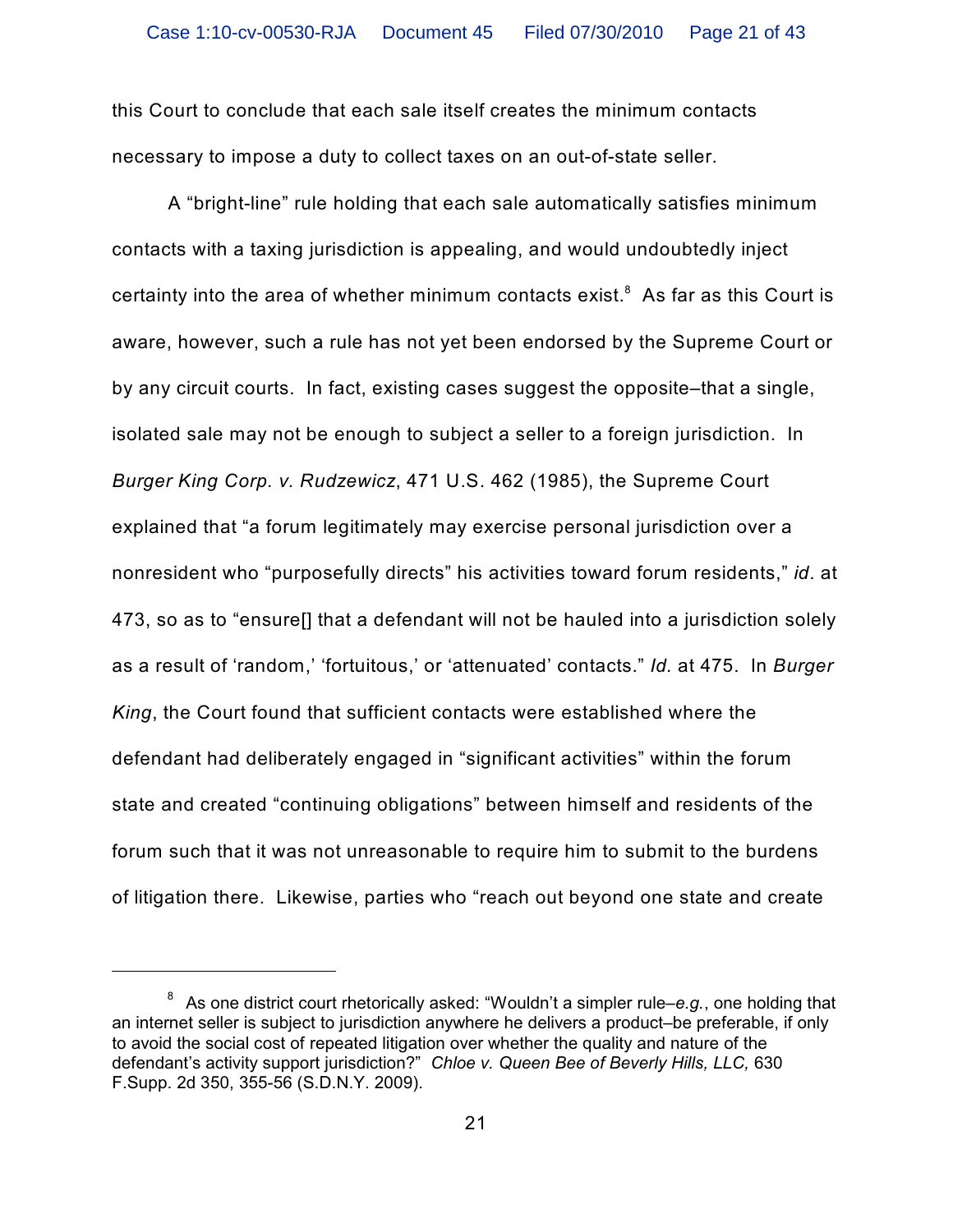this Court to conclude that each sale itself creates the minimum contacts necessary to impose a duty to collect taxes on an out-of-state seller.

A "bright-line" rule holding that each sale automatically satisfies minimum contacts with a taxing jurisdiction is appealing, and would undoubtedly inject certainty into the area of whether minimum contacts exist.[8] As far as this Court is aware, however, such a rule has not yet been endorsed by the Supreme Court or by any circuit courts. In fact, existing cases suggest the opposite–that a single, isolated sale may not be enough to subject a seller to a foreign jurisdiction. In *Burger King Corp. v. Rudzewicz*, 471 U.S. 462 (1985), the Supreme Court explained that "a forum legitimately may exercise personal jurisdiction over a nonresident who "purposefully directs" his activities toward forum residents," *id*. at 473, so as to "ensure[] that a defendant will not be hauled into a jurisdiction solely as a result of 'random,' 'fortuitous,' or 'attenuated' contacts." *Id.* at 475. In *Burger King*, the Court found that sufficient contacts were established where the defendant had deliberately engaged in "significant activities" within the forum state and created "continuing obligations" between himself and residents of the forum such that it was not unreasonable to require him to submit to the burdens of litigation there. Likewise, parties who "reach out beyond one state and create

---

[8] As one district court rhetorically asked: "Wouldn't a simpler rule–*e.g.*, one holding that an internet seller is subject to jurisdiction anywhere he delivers a product–be preferable, if only to avoid the social cost of repeated litigation over whether the quality and nature of the defendant's activity support jurisdiction?" *Chloe v. Queen Bee of Beverly Hills, LLC,* 630 F.Supp. 2d 350, 355-56 (S.D.N.Y. 2009).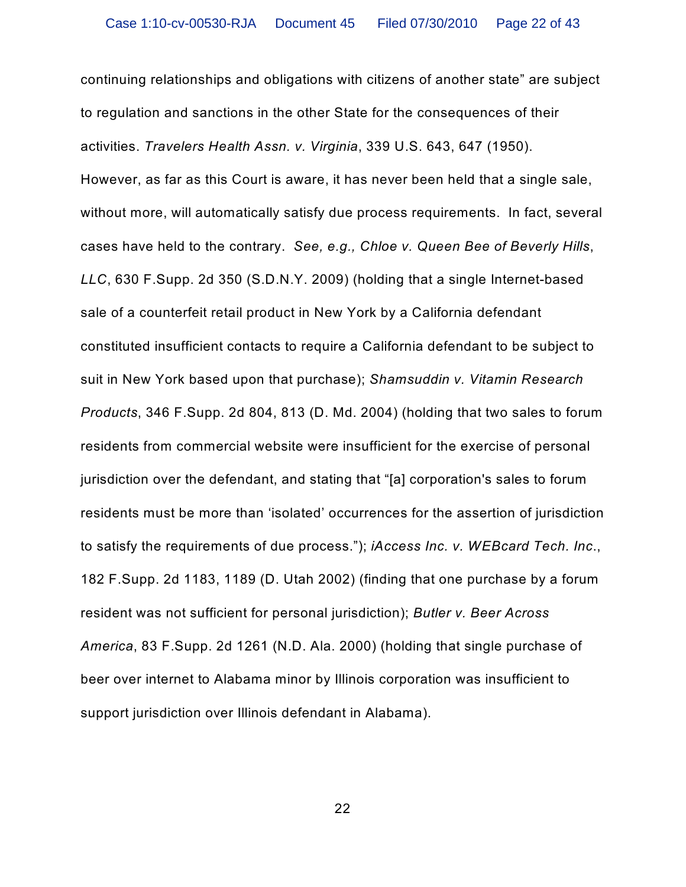continuing relationships and obligations with citizens of another state" are subject to regulation and sanctions in the other State for the consequences of their activities. *Travelers Health Assn. v. Virginia*, 339 U.S. 643, 647 (1950). However, as far as this Court is aware, it has never been held that a single sale, without more, will automatically satisfy due process requirements. In fact, several cases have held to the contrary. *See, e.g., Chloe v. Queen Bee of Beverly Hills, LLC*, 630 F.Supp. 2d 350 (S.D.N.Y. 2009) (holding that a single Internet-based sale of a counterfeit retail product in New York by a California defendant constituted insufficient contacts to require a California defendant to be subject to suit in New York based upon that purchase); *Shamsuddin v. Vitamin Research Products*, 346 F.Supp. 2d 804, 813 (D. Md. 2004) (holding that two sales to forum residents from commercial website were insufficient for the exercise of personal jurisdiction over the defendant, and stating that "[a] corporation's sales to forum residents must be more than 'isolated' occurrences for the assertion of jurisdiction to satisfy the requirements of due process."); *iAccess Inc. v. WEBcard Tech. Inc.*, 182 F.Supp. 2d 1183, 1189 (D. Utah 2002) (finding that one purchase by a forum resident was not sufficient for personal jurisdiction); *Butler v. Beer Across America*, 83 F.Supp. 2d 1261 (N.D. Ala. 2000) (holding that single purchase of beer over internet to Alabama minor by Illinois corporation was insufficient to support jurisdiction over Illinois defendant in Alabama).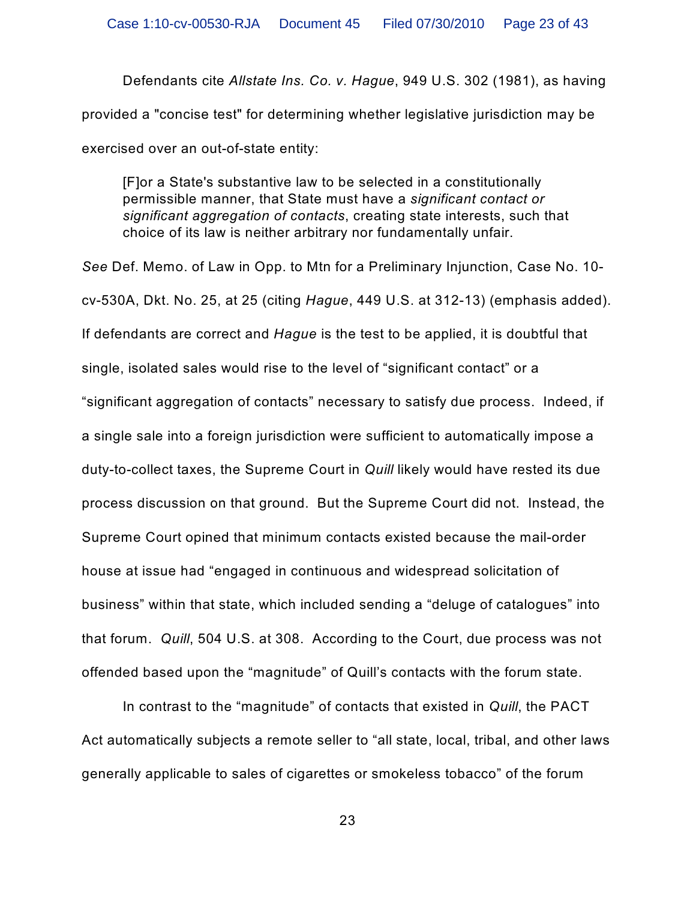Defendants cite *Allstate Ins. Co. v. Hague*, 949 U.S. 302 (1981), as having provided a "concise test" for determining whether legislative jurisdiction may be exercised over an out-of-state entity:

> [F]or a State's substantive law to be selected in a constitutionally permissible manner, that State must have a *significant contact or significant aggregation of contacts*, creating state interests, such that choice of its law is neither arbitrary nor fundamentally unfair.

*See* Def. Memo. of Law in Opp. to Mtn for a Preliminary Injunction, Case No. 10-cv-530A, Dkt. No. 25, at 25 (citing *Hague*, 449 U.S. at 312-13) (emphasis added). If defendants are correct and *Hague* is the test to be applied, it is doubtful that single, isolated sales would rise to the level of "significant contact" or a "significant aggregation of contacts" necessary to satisfy due process. Indeed, if a single sale into a foreign jurisdiction were sufficient to automatically impose a duty-to-collect taxes, the Supreme Court in *Quill* likely would have rested its due process discussion on that ground. But the Supreme Court did not. Instead, the Supreme Court opined that minimum contacts existed because the mail-order house at issue had "engaged in continuous and widespread solicitation of business" within that state, which included sending a "deluge of catalogues" into that forum. *Quill*, 504 U.S. at 308. According to the Court, due process was not offended based upon the "magnitude" of Quill's contacts with the forum state.

In contrast to the "magnitude" of contacts that existed in *Quill*, the PACT Act automatically subjects a remote seller to "all state, local, tribal, and other laws generally applicable to sales of cigarettes or smokeless tobacco" of the forum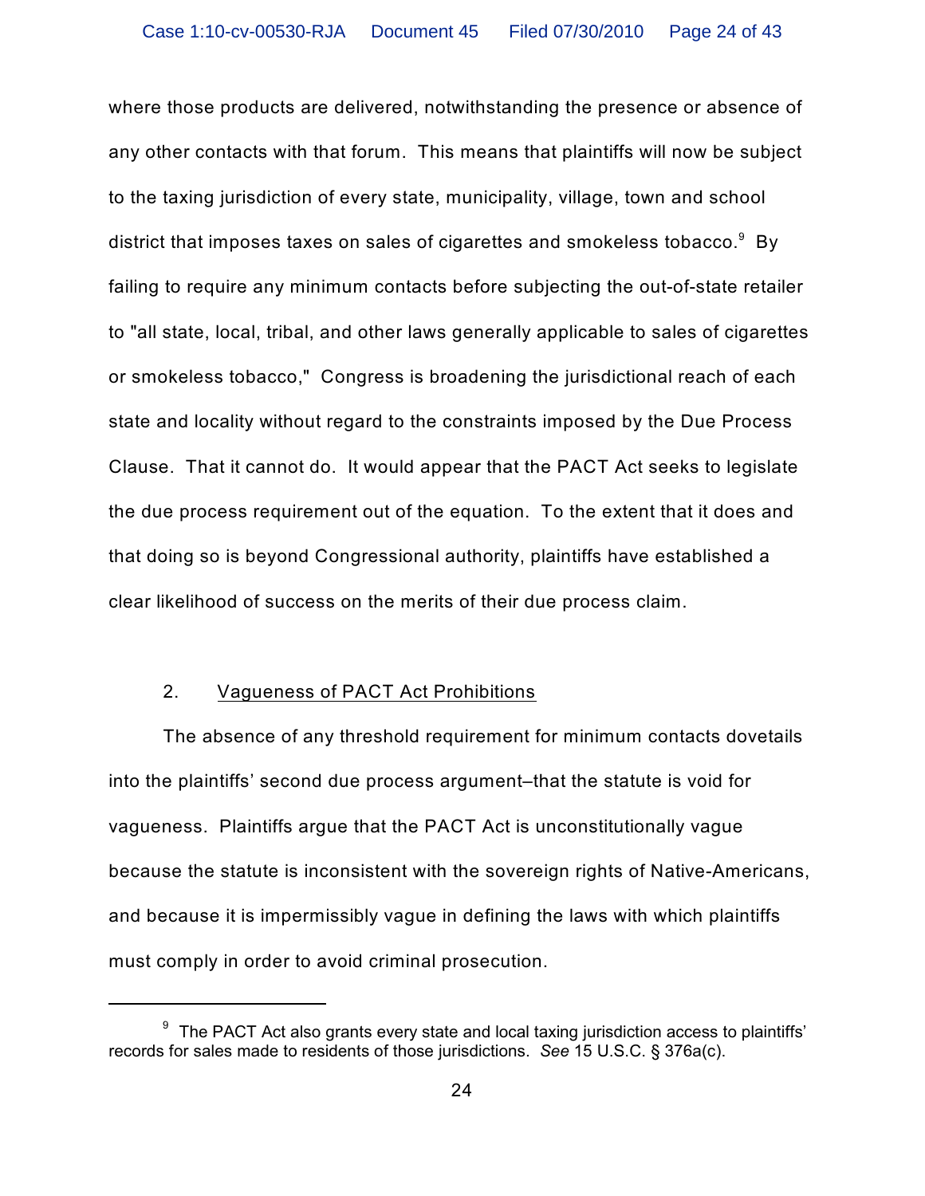where those products are delivered, notwithstanding the presence or absence of any other contacts with that forum. This means that plaintiffs will now be subject to the taxing jurisdiction of every state, municipality, village, town and school district that imposes taxes on sales of cigarettes and smokeless tobacco.[9] By failing to require any minimum contacts before subjecting the out-of-state retailer to "all state, local, tribal, and other laws generally applicable to sales of cigarettes or smokeless tobacco," Congress is broadening the jurisdictional reach of each state and locality without regard to the constraints imposed by the Due Process Clause. That it cannot do. It would appear that the PACT Act seeks to legislate the due process requirement out of the equation. To the extent that it does and that doing so is beyond Congressional authority, plaintiffs have established a clear likelihood of success on the merits of their due process claim.

2. Vagueness of PACT Act Prohibitions

The absence of any threshold requirement for minimum contacts dovetails into the plaintiffs' second due process argument–that the statute is void for vagueness. Plaintiffs argue that the PACT Act is unconstitutionally vague because the statute is inconsistent with the sovereign rights of Native-Americans, and because it is impermissibly vague in defining the laws with which plaintiffs must comply in order to avoid criminal prosecution.

---

[9] The PACT Act also grants every state and local taxing jurisdiction access to plaintiffs' records for sales made to residents of those jurisdictions. *See* 15 U.S.C. § 376a(c).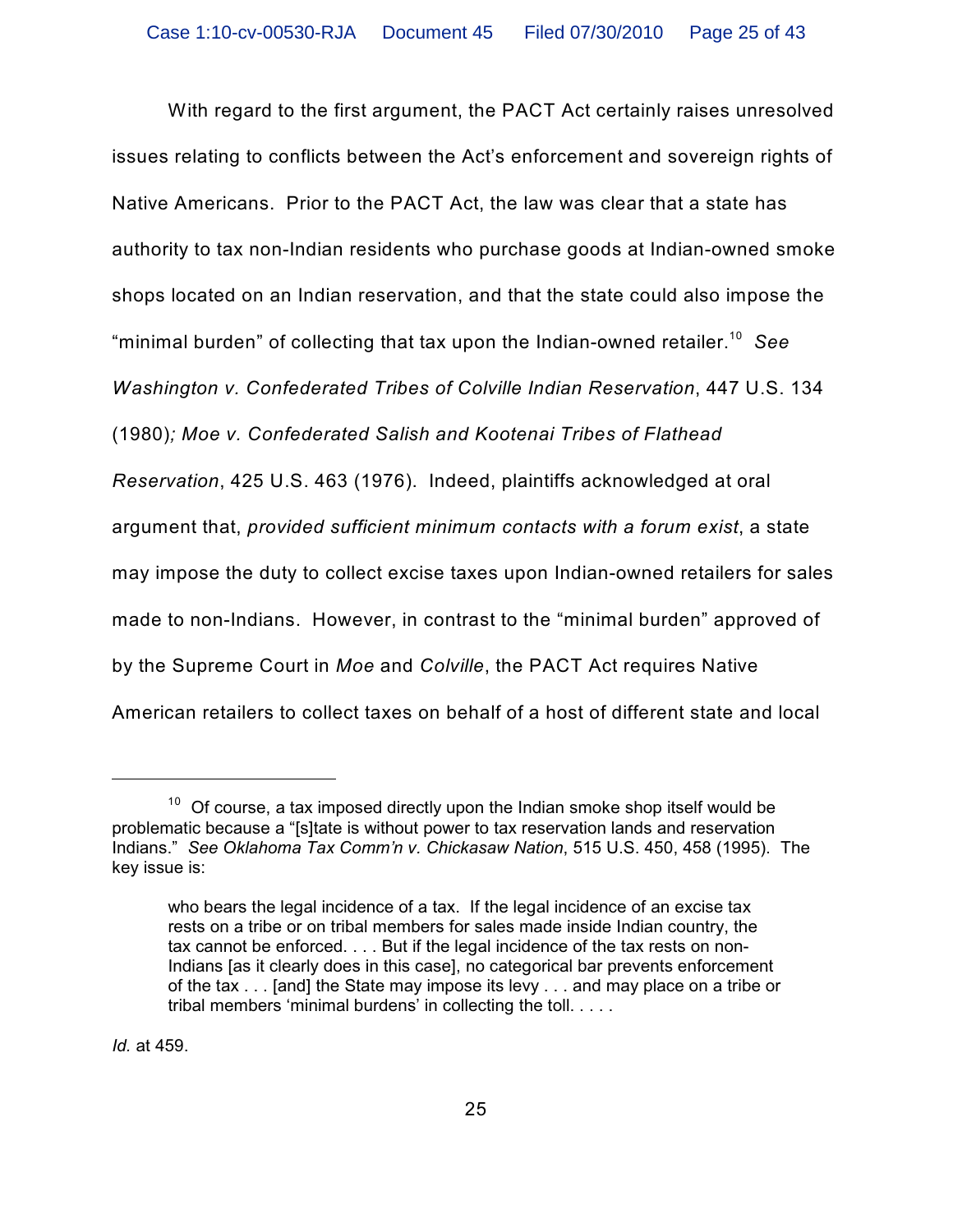With regard to the first argument, the PACT Act certainly raises unresolved issues relating to conflicts between the Act's enforcement and sovereign rights of Native Americans. Prior to the PACT Act, the law was clear that a state has authority to tax non-Indian residents who purchase goods at Indian-owned smoke shops located on an Indian reservation, and that the state could also impose the "minimal burden" of collecting that tax upon the Indian-owned retailer.[10] *See Washington v. Confederated Tribes of Colville Indian Reservation*, 447 U.S. 134 (1980)*; Moe v. Confederated Salish and Kootenai Tribes of Flathead Reservation*, 425 U.S. 463 (1976). Indeed, plaintiffs acknowledged at oral argument that, *provided sufficient minimum contacts with a forum exist*, a state may impose the duty to collect excise taxes upon Indian-owned retailers for sales made to non-Indians. However, in contrast to the "minimal burden" approved of by the Supreme Court in *Moe* and *Colville*, the PACT Act requires Native American retailers to collect taxes on behalf of a host of different state and local

---

[10] Of course, a tax imposed directly upon the Indian smoke shop itself would be problematic because a "[s]tate is without power to tax reservation lands and reservation Indians." *See Oklahoma Tax Comm'n v. Chickasaw Nation*, 515 U.S. 450, 458 (1995). The key issue is:

> who bears the legal incidence of a tax. If the legal incidence of an excise tax rests on a tribe or on tribal members for sales made inside Indian country, the tax cannot be enforced. . . . But if the legal incidence of the tax rests on non-Indians [as it clearly does in this case], no categorical bar prevents enforcement of the tax . . . [and] the State may impose its levy . . . and may place on a tribe or tribal members 'minimal burdens' in collecting the toll. . . . .

*Id.* at 459.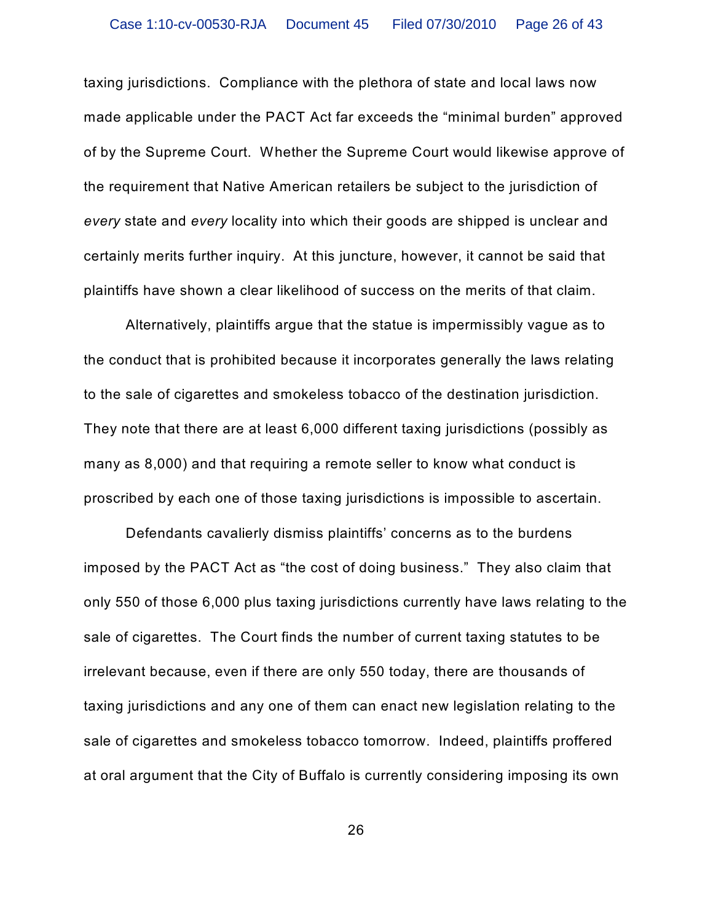taxing jurisdictions. Compliance with the plethora of state and local laws now made applicable under the PACT Act far exceeds the "minimal burden" approved of by the Supreme Court. Whether the Supreme Court would likewise approve of the requirement that Native American retailers be subject to the jurisdiction of *every* state and *every* locality into which their goods are shipped is unclear and certainly merits further inquiry. At this juncture, however, it cannot be said that plaintiffs have shown a clear likelihood of success on the merits of that claim.

Alternatively, plaintiffs argue that the statue is impermissibly vague as to the conduct that is prohibited because it incorporates generally the laws relating to the sale of cigarettes and smokeless tobacco of the destination jurisdiction. They note that there are at least 6,000 different taxing jurisdictions (possibly as many as 8,000) and that requiring a remote seller to know what conduct is proscribed by each one of those taxing jurisdictions is impossible to ascertain.

Defendants cavalierly dismiss plaintiffs' concerns as to the burdens imposed by the PACT Act as "the cost of doing business." They also claim that only 550 of those 6,000 plus taxing jurisdictions currently have laws relating to the sale of cigarettes. The Court finds the number of current taxing statutes to be irrelevant because, even if there are only 550 today, there are thousands of taxing jurisdictions and any one of them can enact new legislation relating to the sale of cigarettes and smokeless tobacco tomorrow. Indeed, plaintiffs proffered at oral argument that the City of Buffalo is currently considering imposing its own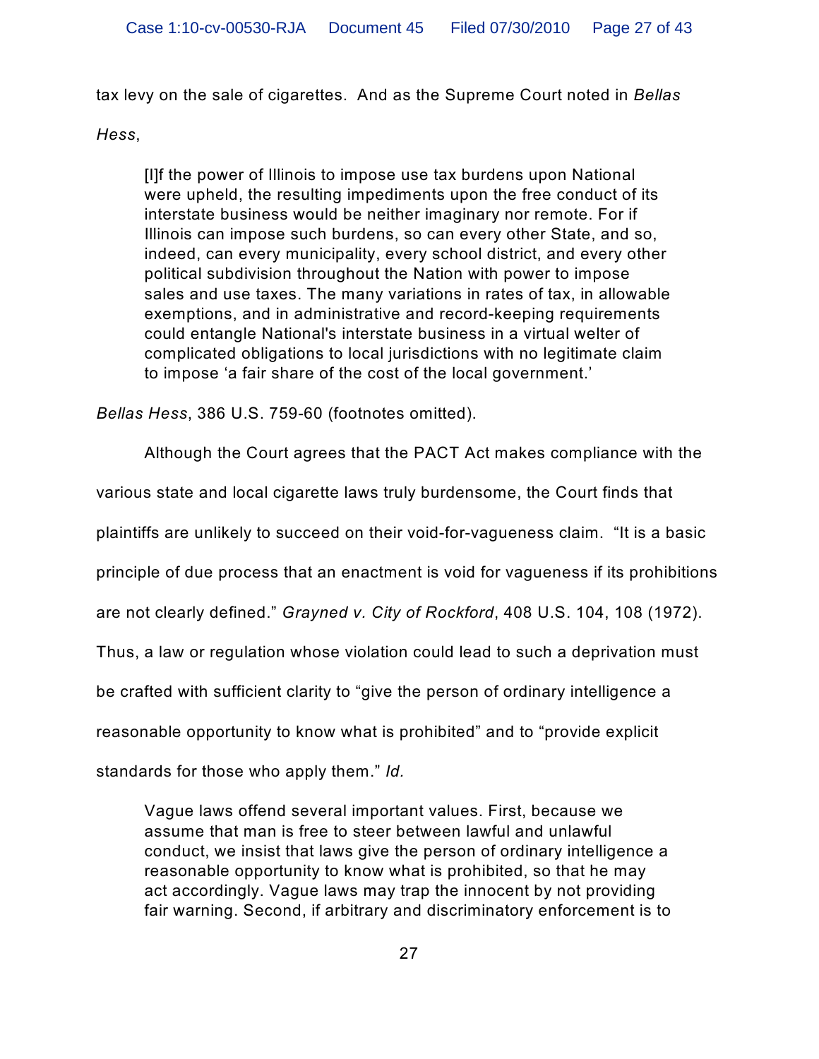tax levy on the sale of cigarettes. And as the Supreme Court noted in *Bellas Hess*,

> [I]f the power of Illinois to impose use tax burdens upon National were upheld, the resulting impediments upon the free conduct of its interstate business would be neither imaginary nor remote. For if Illinois can impose such burdens, so can every other State, and so, indeed, can every municipality, every school district, and every other political subdivision throughout the Nation with power to impose sales and use taxes. The many variations in rates of tax, in allowable exemptions, and in administrative and record-keeping requirements could entangle National's interstate business in a virtual welter of complicated obligations to local jurisdictions with no legitimate claim to impose 'a fair share of the cost of the local government.'

*Bellas Hess*, 386 U.S. 759-60 (footnotes omitted).

Although the Court agrees that the PACT Act makes compliance with the various state and local cigarette laws truly burdensome, the Court finds that plaintiffs are unlikely to succeed on their void-for-vagueness claim. "It is a basic principle of due process that an enactment is void for vagueness if its prohibitions are not clearly defined." *Grayned v. City of Rockford*, 408 U.S. 104, 108 (1972). Thus, a law or regulation whose violation could lead to such a deprivation must be crafted with sufficient clarity to "give the person of ordinary intelligence a reasonable opportunity to know what is prohibited" and to "provide explicit standards for those who apply them." *Id.*

> Vague laws offend several important values. First, because we assume that man is free to steer between lawful and unlawful conduct, we insist that laws give the person of ordinary intelligence a reasonable opportunity to know what is prohibited, so that he may act accordingly. Vague laws may trap the innocent by not providing fair warning. Second, if arbitrary and discriminatory enforcement is to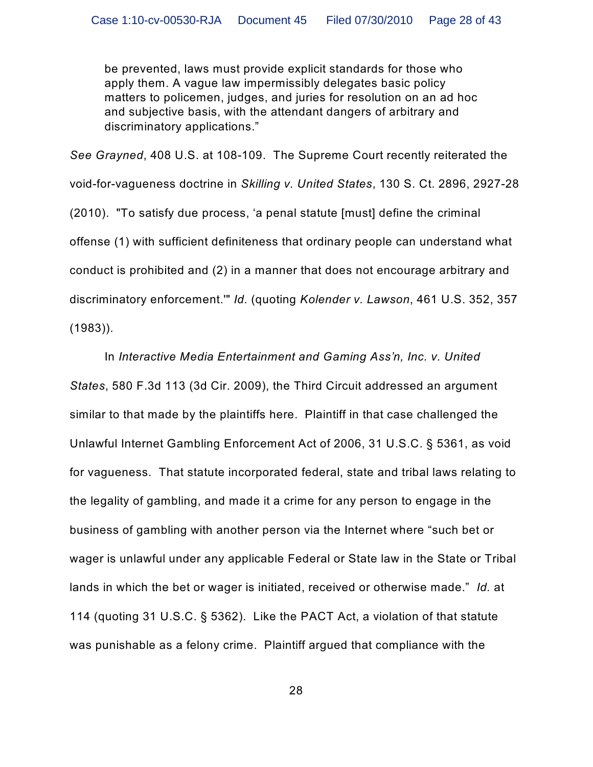be prevented, laws must provide explicit standards for those who apply them. A vague law impermissibly delegates basic policy matters to policemen, judges, and juries for resolution on an ad hoc and subjective basis, with the attendant dangers of arbitrary and discriminatory applications."

*See Grayned*, 408 U.S. at 108-109. The Supreme Court recently reiterated the void-for-vagueness doctrine in *Skilling v. United States*, 130 S. Ct. 2896, 2927-28 (2010). "To satisfy due process, 'a penal statute [must] define the criminal offense (1) with sufficient definiteness that ordinary people can understand what conduct is prohibited and (2) in a manner that does not encourage arbitrary and discriminatory enforcement.'" *Id.* (quoting *Kolender v. Lawson*, 461 U.S. 352, 357 (1983)).

In *Interactive Media Entertainment and Gaming Ass'n, Inc. v. United States*, 580 F.3d 113 (3d Cir. 2009), the Third Circuit addressed an argument similar to that made by the plaintiffs here. Plaintiff in that case challenged the Unlawful Internet Gambling Enforcement Act of 2006, 31 U.S.C. § 5361, as void for vagueness. That statute incorporated federal, state and tribal laws relating to the legality of gambling, and made it a crime for any person to engage in the business of gambling with another person via the Internet where "such bet or wager is unlawful under any applicable Federal or State law in the State or Tribal lands in which the bet or wager is initiated, received or otherwise made." *Id.* at 114 (quoting 31 U.S.C. § 5362). Like the PACT Act, a violation of that statute was punishable as a felony crime. Plaintiff argued that compliance with the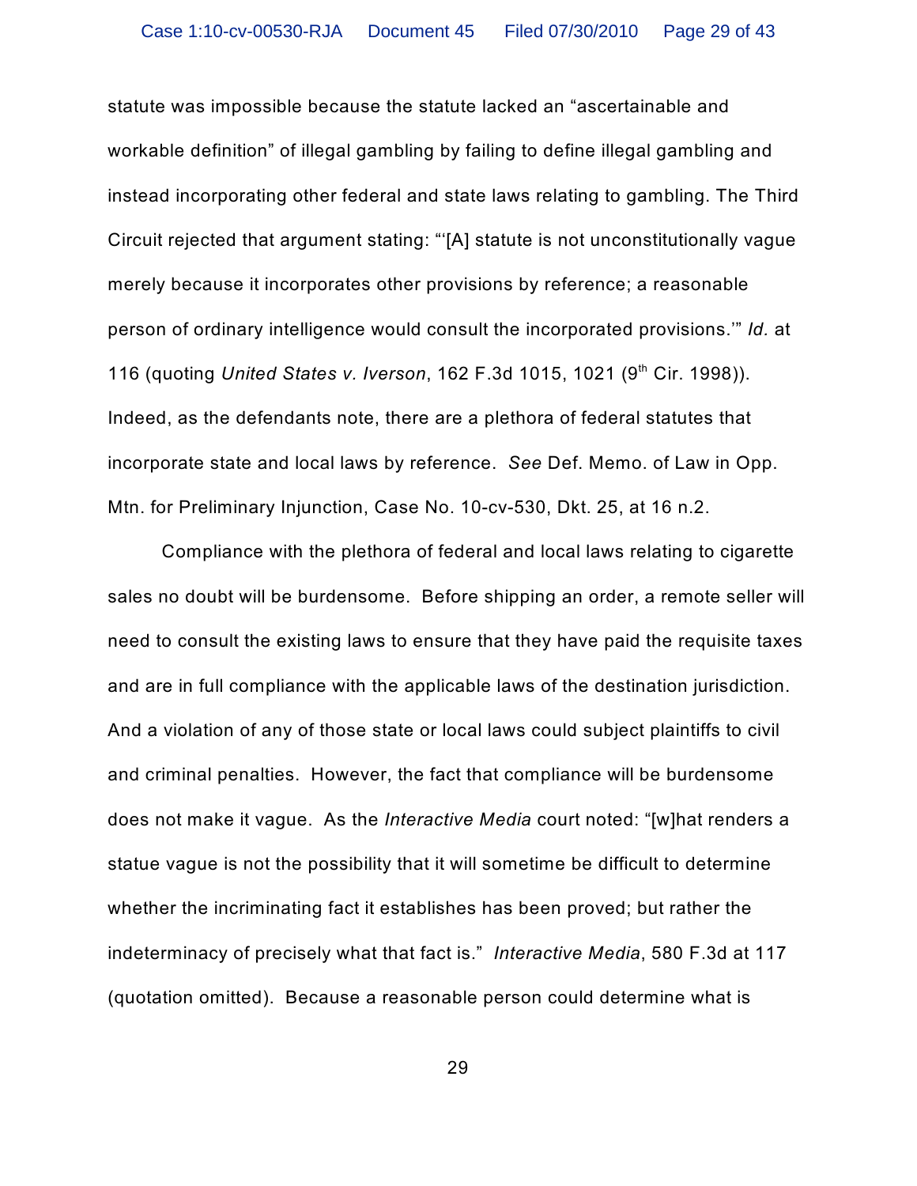statute was impossible because the statute lacked an "ascertainable and workable definition" of illegal gambling by failing to define illegal gambling and instead incorporating other federal and state laws relating to gambling. The Third Circuit rejected that argument stating: "'[A] statute is not unconstitutionally vague merely because it incorporates other provisions by reference; a reasonable person of ordinary intelligence would consult the incorporated provisions.'" *Id.* at 116 (quoting *United States v. Iverson*, 162 F.3d 1015, 1021 (9th Cir. 1998)). Indeed, as the defendants note, there are a plethora of federal statutes that incorporate state and local laws by reference. *See* Def. Memo. of Law in Opp. Mtn. for Preliminary Injunction, Case No. 10-cv-530, Dkt. 25, at 16 n.2.

Compliance with the plethora of federal and local laws relating to cigarette sales no doubt will be burdensome. Before shipping an order, a remote seller will need to consult the existing laws to ensure that they have paid the requisite taxes and are in full compliance with the applicable laws of the destination jurisdiction. And a violation of any of those state or local laws could subject plaintiffs to civil and criminal penalties. However, the fact that compliance will be burdensome does not make it vague. As the *Interactive Media* court noted: "[w]hat renders a statue vague is not the possibility that it will sometime be difficult to determine whether the incriminating fact it establishes has been proved; but rather the indeterminacy of precisely what that fact is." *Interactive Media*, 580 F.3d at 117 (quotation omitted). Because a reasonable person could determine what is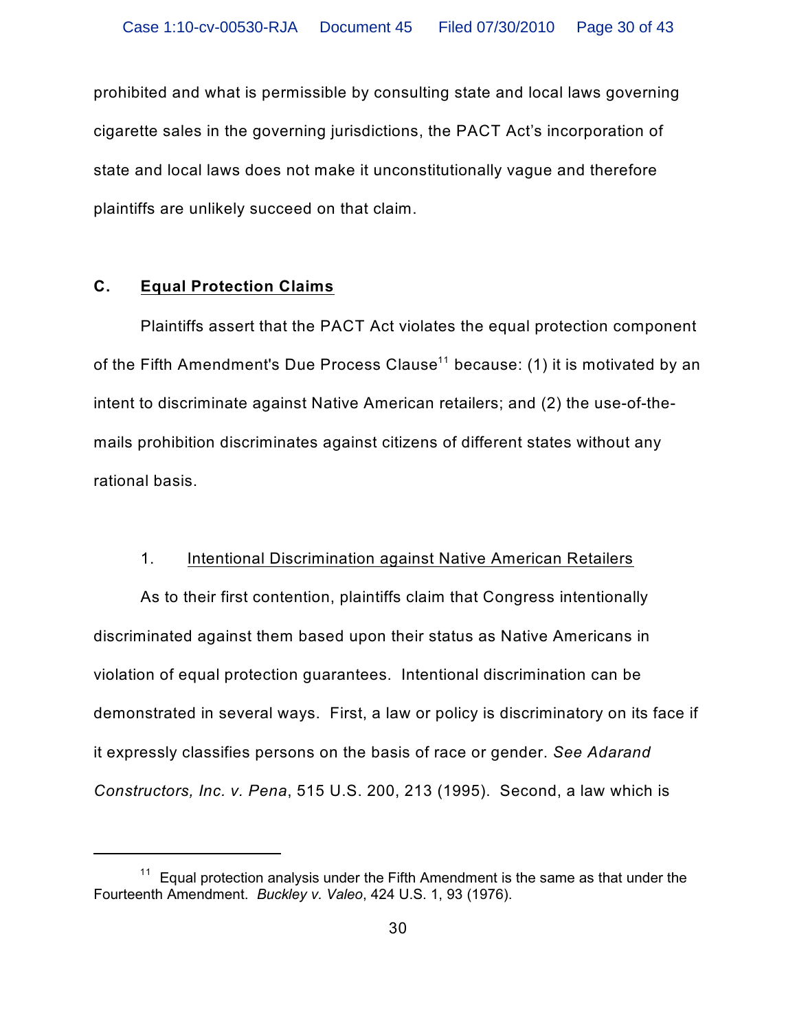prohibited and what is permissible by consulting state and local laws governing cigarette sales in the governing jurisdictions, the PACT Act's incorporation of state and local laws does not make it unconstitutionally vague and therefore plaintiffs are unlikely succeed on that claim.

### C. Equal Protection Claims

Plaintiffs assert that the PACT Act violates the equal protection component of the Fifth Amendment's Due Process Clause[11] because: (1) it is motivated by an intent to discriminate against Native American retailers; and (2) the use-of-the-mails prohibition discriminates against citizens of different states without any rational basis.

#### 1. Intentional Discrimination against Native American Retailers

As to their first contention, plaintiffs claim that Congress intentionally discriminated against them based upon their status as Native Americans in violation of equal protection guarantees. Intentional discrimination can be demonstrated in several ways. First, a law or policy is discriminatory on its face if it expressly classifies persons on the basis of race or gender. *See Adarand Constructors, Inc. v. Pena*, 515 U.S. 200, 213 (1995). Second, a law which is

---

[11] Equal protection analysis under the Fifth Amendment is the same as that under the Fourteenth Amendment. *Buckley v. Valeo*, 424 U.S. 1, 93 (1976).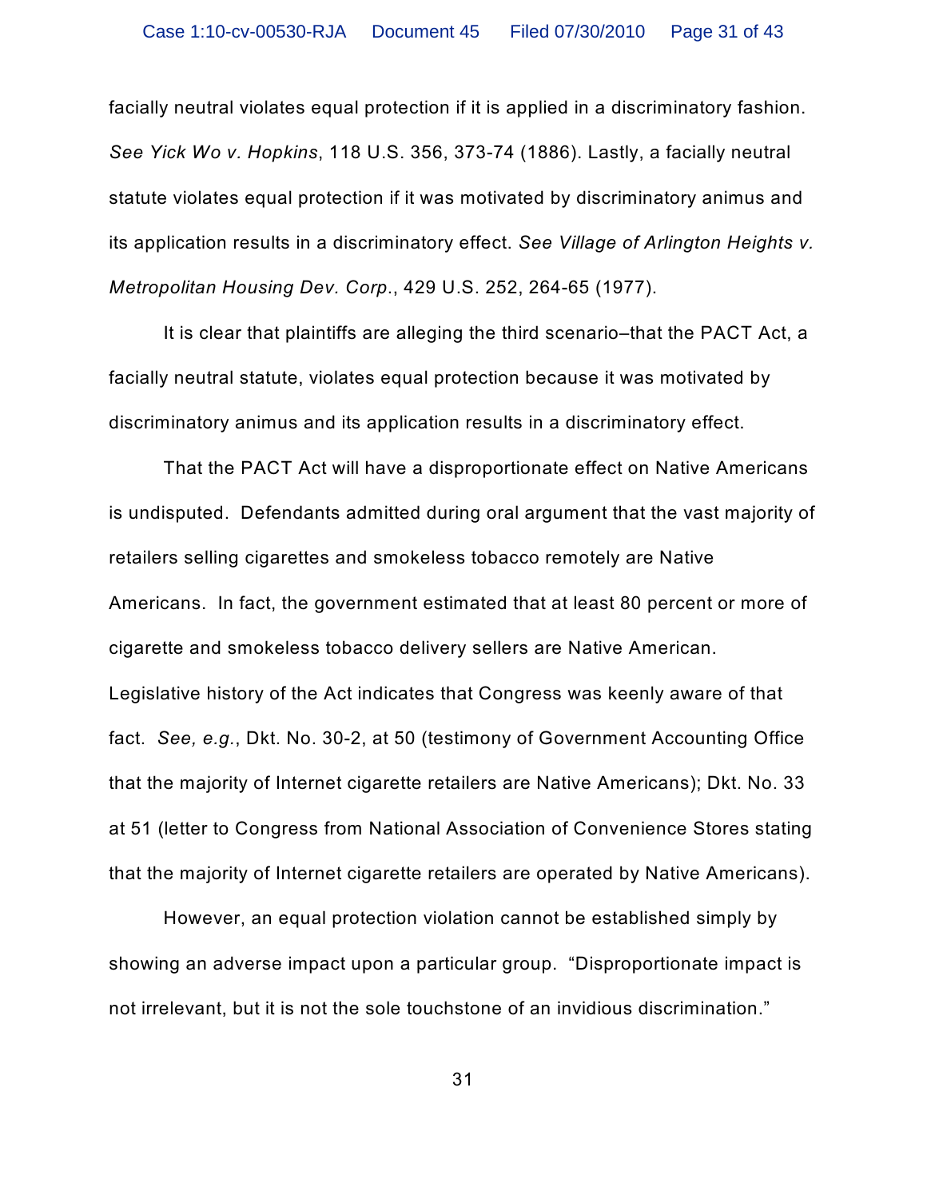facially neutral violates equal protection if it is applied in a discriminatory fashion. *See Yick Wo v. Hopkins*, 118 U.S. 356, 373-74 (1886). Lastly, a facially neutral statute violates equal protection if it was motivated by discriminatory animus and its application results in a discriminatory effect. *See Village of Arlington Heights v. Metropolitan Housing Dev. Corp.*, 429 U.S. 252, 264-65 (1977).

It is clear that plaintiffs are alleging the third scenario–that the PACT Act, a facially neutral statute, violates equal protection because it was motivated by discriminatory animus and its application results in a discriminatory effect.

That the PACT Act will have a disproportionate effect on Native Americans is undisputed. Defendants admitted during oral argument that the vast majority of retailers selling cigarettes and smokeless tobacco remotely are Native Americans. In fact, the government estimated that at least 80 percent or more of cigarette and smokeless tobacco delivery sellers are Native American. Legislative history of the Act indicates that Congress was keenly aware of that fact. *See, e.g.*, Dkt. No. 30-2, at 50 (testimony of Government Accounting Office that the majority of Internet cigarette retailers are Native Americans); Dkt. No. 33 at 51 (letter to Congress from National Association of Convenience Stores stating that the majority of Internet cigarette retailers are operated by Native Americans).

However, an equal protection violation cannot be established simply by showing an adverse impact upon a particular group. "Disproportionate impact is not irrelevant, but it is not the sole touchstone of an invidious discrimination."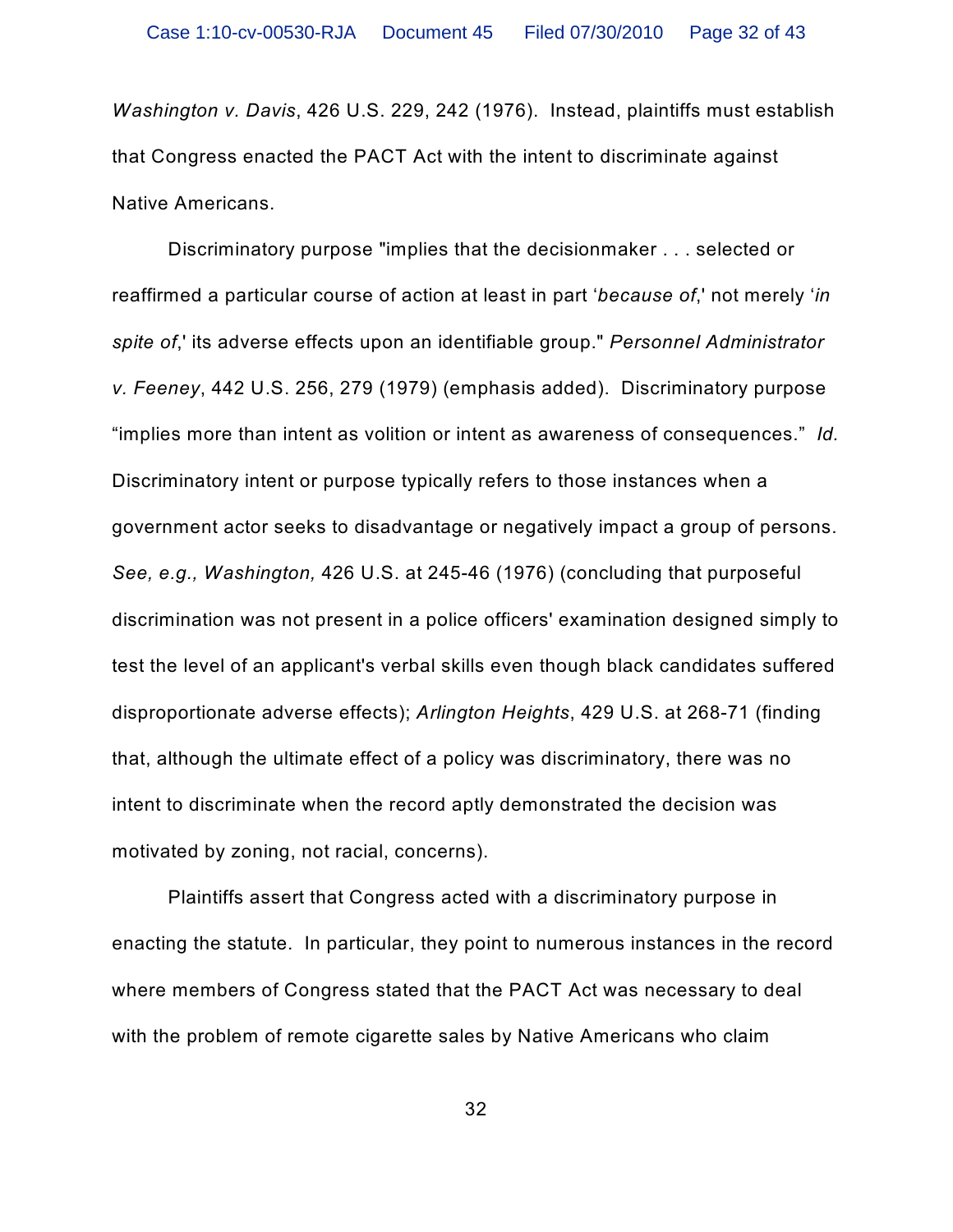*Washington v. Davis*, 426 U.S. 229, 242 (1976). Instead, plaintiffs must establish that Congress enacted the PACT Act with the intent to discriminate against Native Americans.

Discriminatory purpose "implies that the decisionmaker . . . selected or reaffirmed a particular course of action at least in part '*because of*,' not merely '*in spite of*,' its adverse effects upon an identifiable group." *Personnel Administrator v. Feeney*, 442 U.S. 256, 279 (1979) (emphasis added). Discriminatory purpose "implies more than intent as volition or intent as awareness of consequences." *Id.* Discriminatory intent or purpose typically refers to those instances when a government actor seeks to disadvantage or negatively impact a group of persons. *See, e.g., Washington,* 426 U.S. at 245-46 (1976) (concluding that purposeful discrimination was not present in a police officers' examination designed simply to test the level of an applicant's verbal skills even though black candidates suffered disproportionate adverse effects); *Arlington Heights*, 429 U.S. at 268-71 (finding that, although the ultimate effect of a policy was discriminatory, there was no intent to discriminate when the record aptly demonstrated the decision was motivated by zoning, not racial, concerns).

Plaintiffs assert that Congress acted with a discriminatory purpose in enacting the statute. In particular, they point to numerous instances in the record where members of Congress stated that the PACT Act was necessary to deal with the problem of remote cigarette sales by Native Americans who claim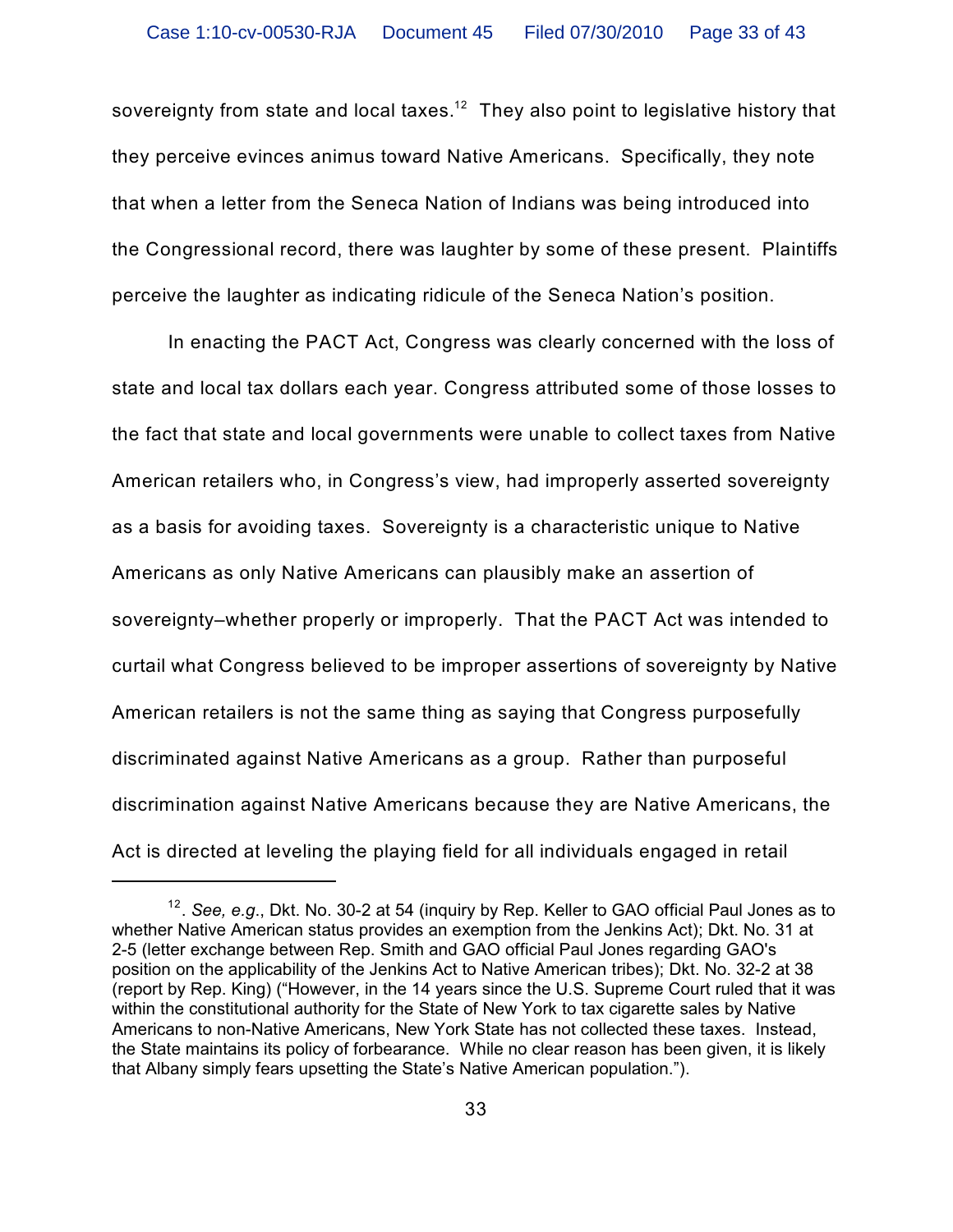sovereignty from state and local taxes.[12] They also point to legislative history that they perceive evinces animus toward Native Americans. Specifically, they note that when a letter from the Seneca Nation of Indians was being introduced into the Congressional record, there was laughter by some of these present. Plaintiffs perceive the laughter as indicating ridicule of the Seneca Nation's position.

In enacting the PACT Act, Congress was clearly concerned with the loss of state and local tax dollars each year. Congress attributed some of those losses to the fact that state and local governments were unable to collect taxes from Native American retailers who, in Congress's view, had improperly asserted sovereignty as a basis for avoiding taxes. Sovereignty is a characteristic unique to Native Americans as only Native Americans can plausibly make an assertion of sovereignty–whether properly or improperly. That the PACT Act was intended to curtail what Congress believed to be improper assertions of sovereignty by Native American retailers is not the same thing as saying that Congress purposefully discriminated against Native Americans as a group. Rather than purposeful discrimination against Native Americans because they are Native Americans, the Act is directed at leveling the playing field for all individuals engaged in retail

---

[12]. *See, e.g.*, Dkt. No. 30-2 at 54 (inquiry by Rep. Keller to GAO official Paul Jones as to whether Native American status provides an exemption from the Jenkins Act); Dkt. No. 31 at 2-5 (letter exchange between Rep. Smith and GAO official Paul Jones regarding GAO's position on the applicability of the Jenkins Act to Native American tribes); Dkt. No. 32-2 at 38 (report by Rep. King) ("However, in the 14 years since the U.S. Supreme Court ruled that it was within the constitutional authority for the State of New York to tax cigarette sales by Native Americans to non-Native Americans, New York State has not collected these taxes. Instead, the State maintains its policy of forbearance. While no clear reason has been given, it is likely that Albany simply fears upsetting the State's Native American population.").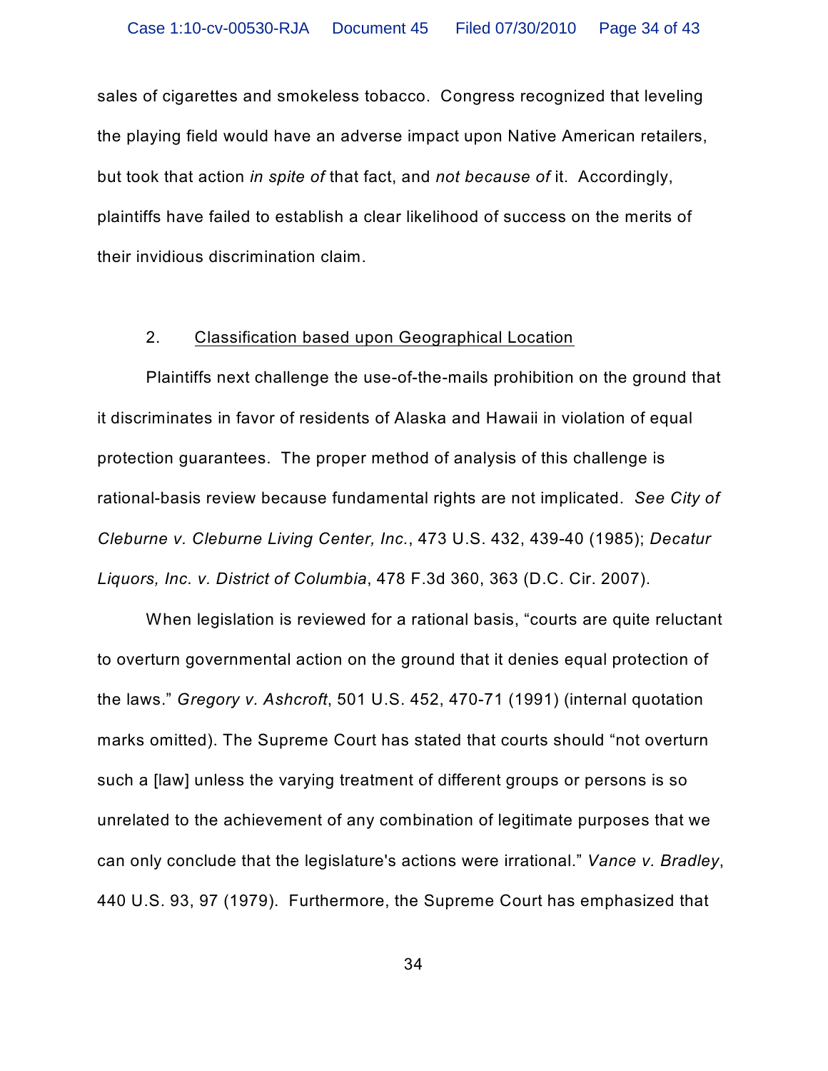sales of cigarettes and smokeless tobacco. Congress recognized that leveling the playing field would have an adverse impact upon Native American retailers, but took that action *in spite of* that fact, and *not because of* it. Accordingly, plaintiffs have failed to establish a clear likelihood of success on the merits of their invidious discrimination claim.

2. <u>Classification based upon Geographical Location</u>

Plaintiffs next challenge the use-of-the-mails prohibition on the ground that it discriminates in favor of residents of Alaska and Hawaii in violation of equal protection guarantees. The proper method of analysis of this challenge is rational-basis review because fundamental rights are not implicated. *See City of Cleburne v. Cleburne Living Center, Inc.*, 473 U.S. 432, 439-40 (1985); *Decatur Liquors, Inc. v. District of Columbia*, 478 F.3d 360, 363 (D.C. Cir. 2007).

When legislation is reviewed for a rational basis, "courts are quite reluctant to overturn governmental action on the ground that it denies equal protection of the laws." *Gregory v. Ashcroft*, 501 U.S. 452, 470-71 (1991) (internal quotation marks omitted). The Supreme Court has stated that courts should "not overturn such a [law] unless the varying treatment of different groups or persons is so unrelated to the achievement of any combination of legitimate purposes that we can only conclude that the legislature's actions were irrational." *Vance v. Bradley*, 440 U.S. 93, 97 (1979). Furthermore, the Supreme Court has emphasized that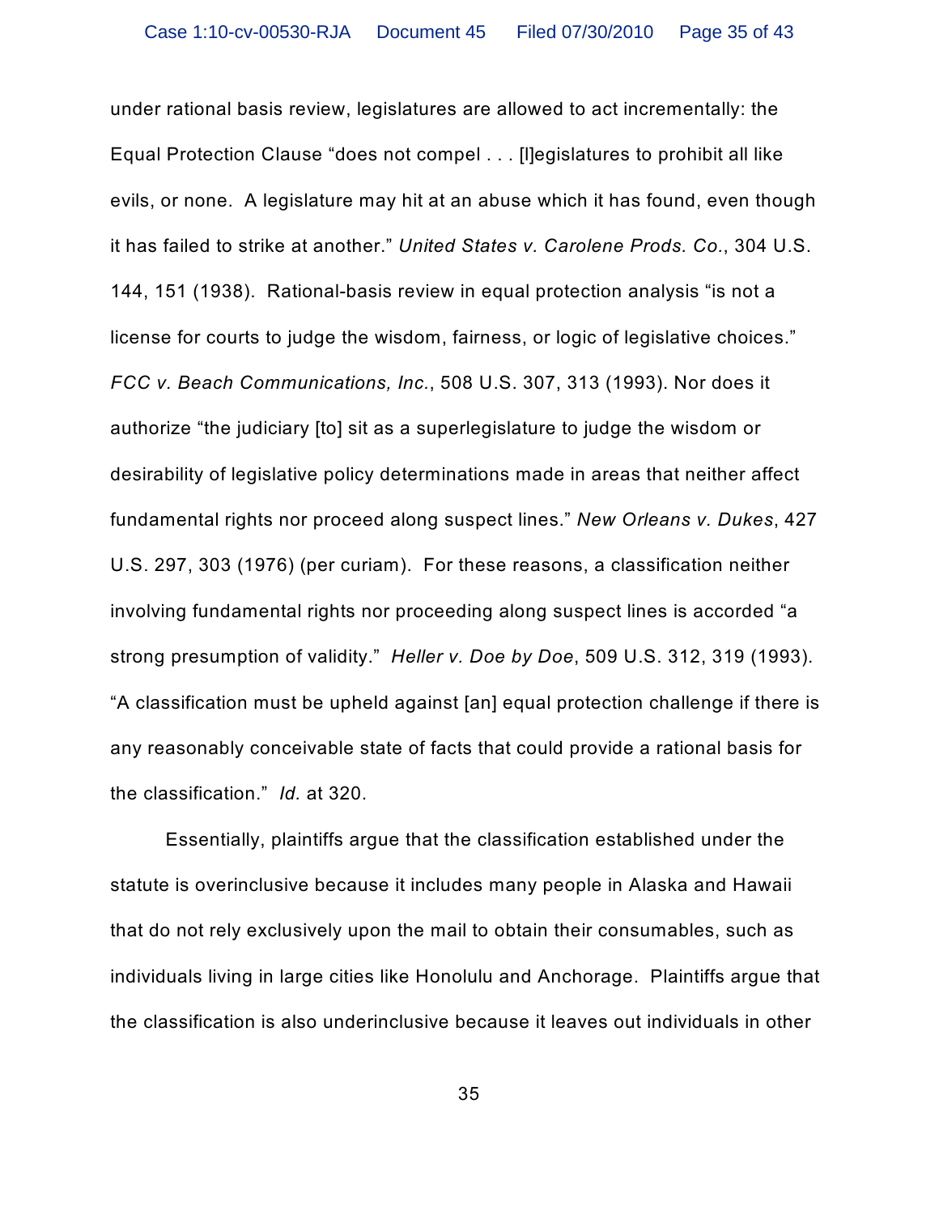under rational basis review, legislatures are allowed to act incrementally: the Equal Protection Clause "does not compel . . . [l]egislatures to prohibit all like evils, or none. A legislature may hit at an abuse which it has found, even though it has failed to strike at another." *United States v. Carolene Prods. Co.*, 304 U.S. 144, 151 (1938). Rational-basis review in equal protection analysis "is not a license for courts to judge the wisdom, fairness, or logic of legislative choices." *FCC v. Beach Communications, Inc.*, 508 U.S. 307, 313 (1993). Nor does it authorize "the judiciary [to] sit as a superlegislature to judge the wisdom or desirability of legislative policy determinations made in areas that neither affect fundamental rights nor proceed along suspect lines." *New Orleans v. Dukes*, 427 U.S. 297, 303 (1976) (per curiam). For these reasons, a classification neither involving fundamental rights nor proceeding along suspect lines is accorded "a strong presumption of validity." *Heller v. Doe by Doe*, 509 U.S. 312, 319 (1993). "A classification must be upheld against [an] equal protection challenge if there is any reasonably conceivable state of facts that could provide a rational basis for the classification." *Id.* at 320.

Essentially, plaintiffs argue that the classification established under the statute is overinclusive because it includes many people in Alaska and Hawaii that do not rely exclusively upon the mail to obtain their consumables, such as individuals living in large cities like Honolulu and Anchorage. Plaintiffs argue that the classification is also underinclusive because it leaves out individuals in other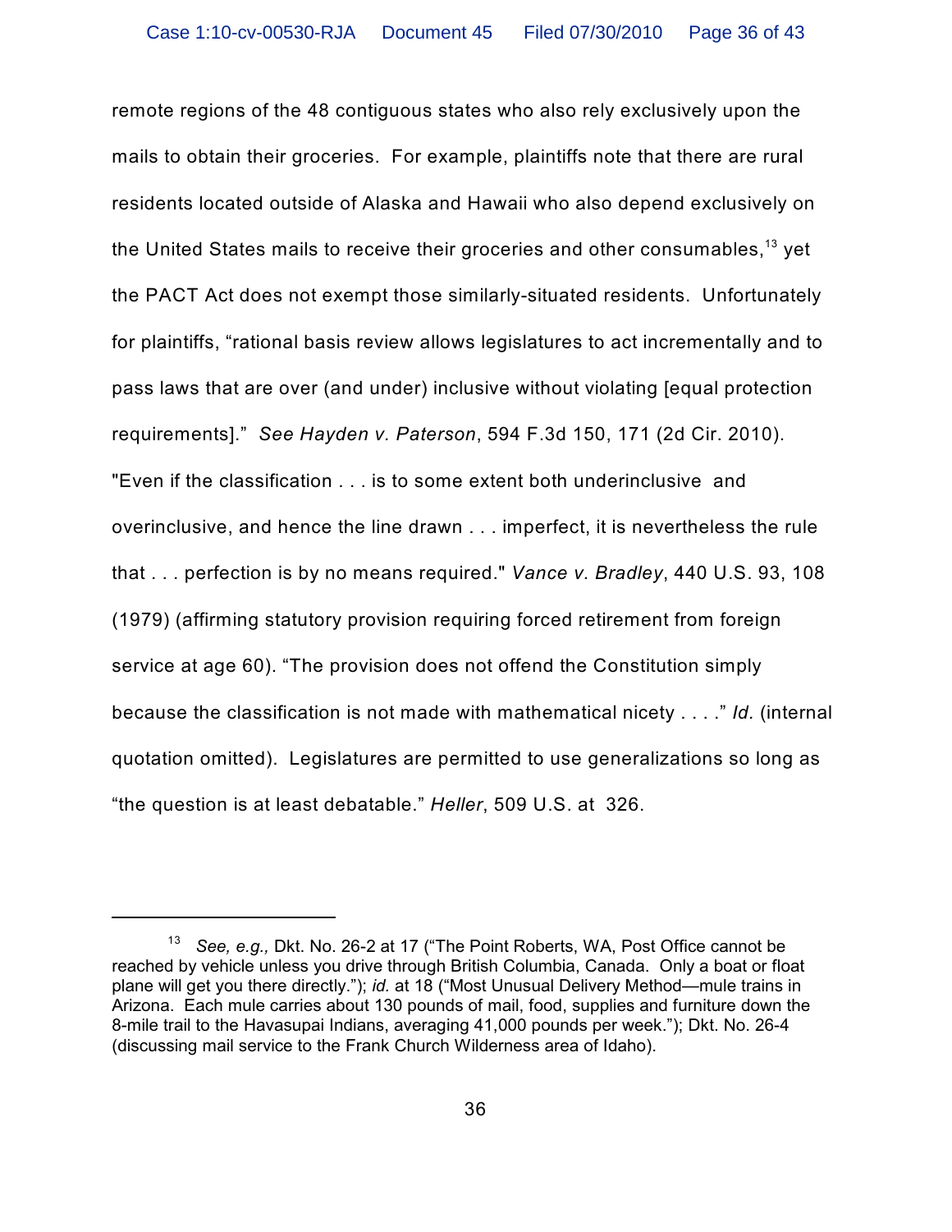remote regions of the 48 contiguous states who also rely exclusively upon the mails to obtain their groceries. For example, plaintiffs note that there are rural residents located outside of Alaska and Hawaii who also depend exclusively on the United States mails to receive their groceries and other consumables,[13] yet the PACT Act does not exempt those similarly-situated residents. Unfortunately for plaintiffs, "rational basis review allows legislatures to act incrementally and to pass laws that are over (and under) inclusive without violating [equal protection requirements]." *See Hayden v. Paterson*, 594 F.3d 150, 171 (2d Cir. 2010). "Even if the classification . . . is to some extent both underinclusive and overinclusive, and hence the line drawn . . . imperfect, it is nevertheless the rule that . . . perfection is by no means required." *Vance v. Bradley*, 440 U.S. 93, 108 (1979) (affirming statutory provision requiring forced retirement from foreign service at age 60). "The provision does not offend the Constitution simply because the classification is not made with mathematical nicety . . . ." *Id.* (internal quotation omitted). Legislatures are permitted to use generalizations so long as "the question is at least debatable." *Heller*, 509 U.S. at 326.

---

[13] *See, e.g.,* Dkt. No. 26-2 at 17 ("The Point Roberts, WA, Post Office cannot be reached by vehicle unless you drive through British Columbia, Canada. Only a boat or float plane will get you there directly."); *id.* at 18 ("Most Unusual Delivery Method—mule trains in Arizona. Each mule carries about 130 pounds of mail, food, supplies and furniture down the 8-mile trail to the Havasupai Indians, averaging 41,000 pounds per week."); Dkt. No. 26-4 (discussing mail service to the Frank Church Wilderness area of Idaho).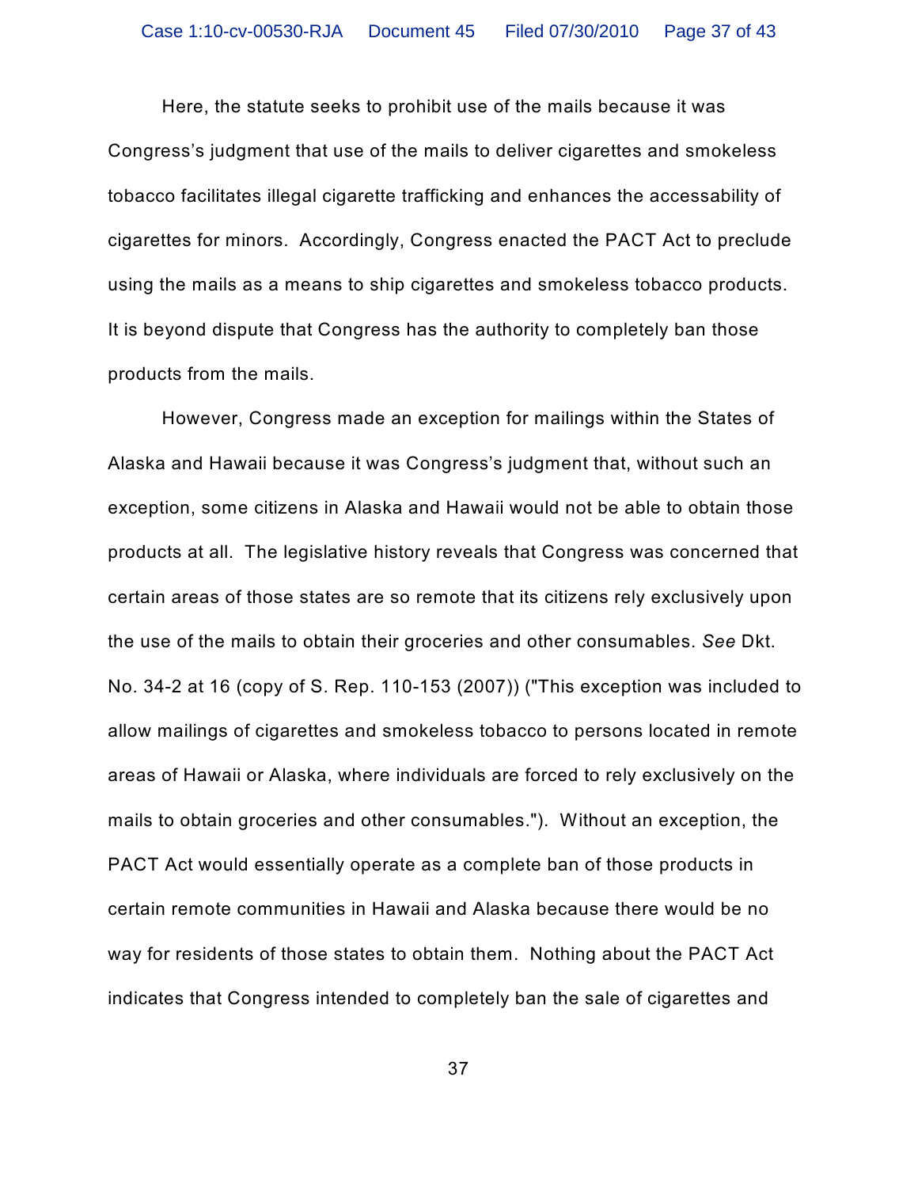Here, the statute seeks to prohibit use of the mails because it was Congress's judgment that use of the mails to deliver cigarettes and smokeless tobacco facilitates illegal cigarette trafficking and enhances the accessability of cigarettes for minors. Accordingly, Congress enacted the PACT Act to preclude using the mails as a means to ship cigarettes and smokeless tobacco products. It is beyond dispute that Congress has the authority to completely ban those products from the mails.

However, Congress made an exception for mailings within the States of Alaska and Hawaii because it was Congress's judgment that, without such an exception, some citizens in Alaska and Hawaii would not be able to obtain those products at all. The legislative history reveals that Congress was concerned that certain areas of those states are so remote that its citizens rely exclusively upon the use of the mails to obtain their groceries and other consumables. *See* Dkt. No. 34-2 at 16 (copy of S. Rep. 110-153 (2007)) ("This exception was included to allow mailings of cigarettes and smokeless tobacco to persons located in remote areas of Hawaii or Alaska, where individuals are forced to rely exclusively on the mails to obtain groceries and other consumables."). Without an exception, the PACT Act would essentially operate as a complete ban of those products in certain remote communities in Hawaii and Alaska because there would be no way for residents of those states to obtain them. Nothing about the PACT Act indicates that Congress intended to completely ban the sale of cigarettes and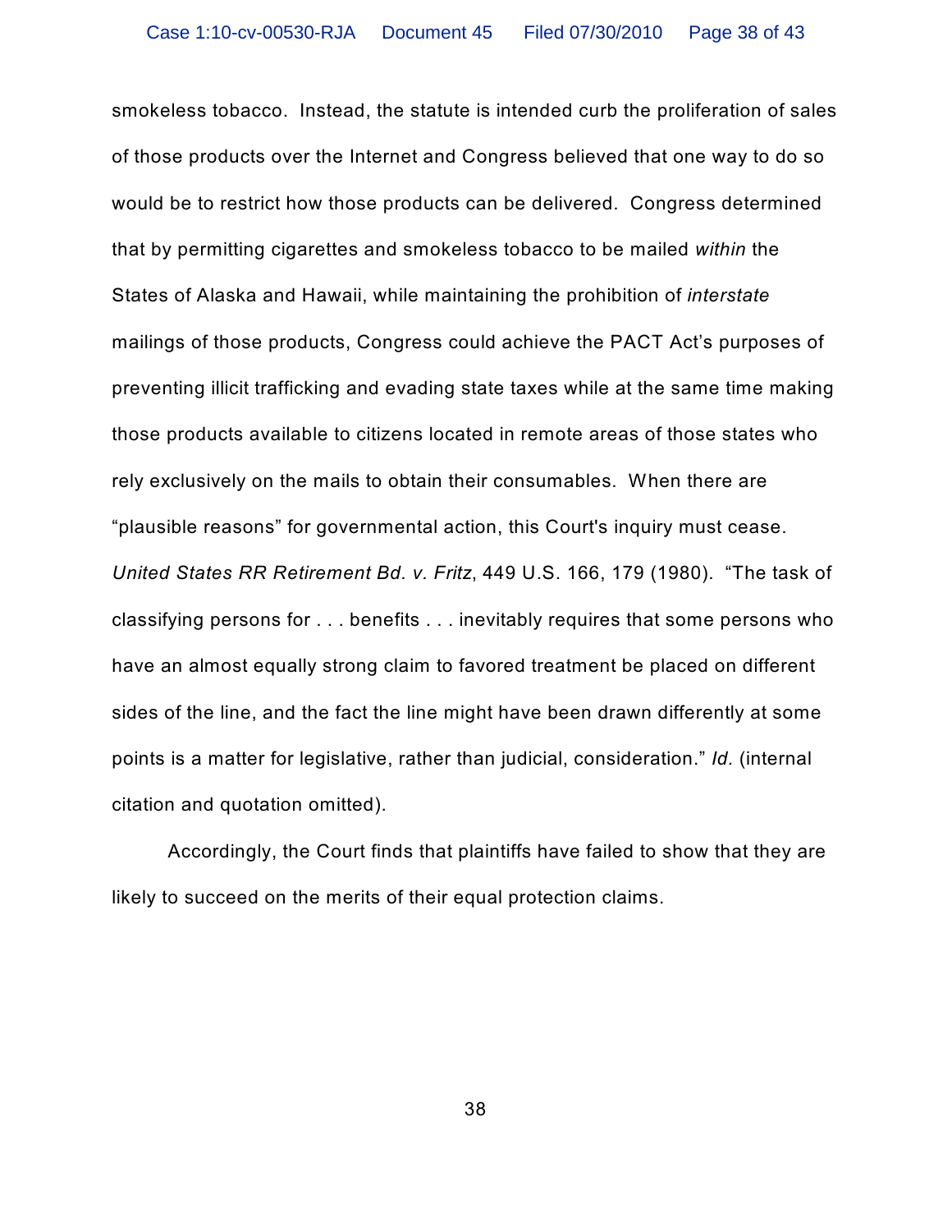smokeless tobacco. Instead, the statute is intended curb the proliferation of sales of those products over the Internet and Congress believed that one way to do so would be to restrict how those products can be delivered. Congress determined that by permitting cigarettes and smokeless tobacco to be mailed *within* the States of Alaska and Hawaii, while maintaining the prohibition of *interstate* mailings of those products, Congress could achieve the PACT Act's purposes of preventing illicit trafficking and evading state taxes while at the same time making those products available to citizens located in remote areas of those states who rely exclusively on the mails to obtain their consumables. When there are "plausible reasons" for governmental action, this Court's inquiry must cease. *United States RR Retirement Bd. v. Fritz*, 449 U.S. 166, 179 (1980). "The task of classifying persons for . . . benefits . . . inevitably requires that some persons who have an almost equally strong claim to favored treatment be placed on different sides of the line, and the fact the line might have been drawn differently at some points is a matter for legislative, rather than judicial, consideration." *Id.* (internal citation and quotation omitted).

Accordingly, the Court finds that plaintiffs have failed to show that they are likely to succeed on the merits of their equal protection claims.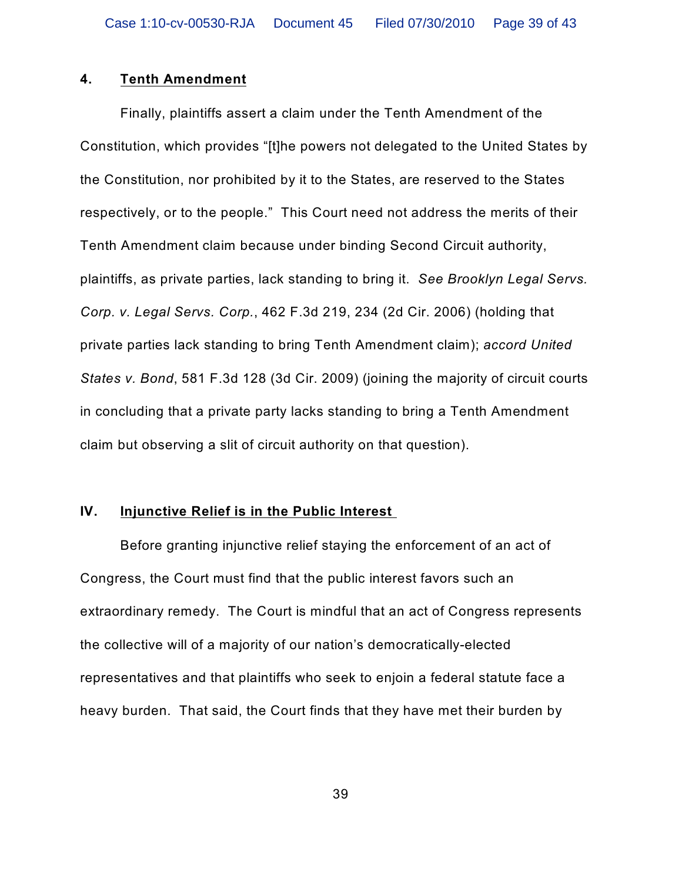#### 4. Tenth Amendment

Finally, plaintiffs assert a claim under the Tenth Amendment of the Constitution, which provides "[t]he powers not delegated to the United States by the Constitution, nor prohibited by it to the States, are reserved to the States respectively, or to the people." This Court need not address the merits of their Tenth Amendment claim because under binding Second Circuit authority, plaintiffs, as private parties, lack standing to bring it. *See Brooklyn Legal Servs. Corp. v. Legal Servs. Corp.*, 462 F.3d 219, 234 (2d Cir. 2006) (holding that private parties lack standing to bring Tenth Amendment claim); *accord United States v. Bond*, 581 F.3d 128 (3d Cir. 2009) (joining the majority of circuit courts in concluding that a private party lacks standing to bring a Tenth Amendment claim but observing a slit of circuit authority on that question).

## IV. Injunctive Relief is in the Public Interest

Before granting injunctive relief staying the enforcement of an act of Congress, the Court must find that the public interest favors such an extraordinary remedy. The Court is mindful that an act of Congress represents the collective will of a majority of our nation's democratically-elected representatives and that plaintiffs who seek to enjoin a federal statute face a heavy burden. That said, the Court finds that they have met their burden by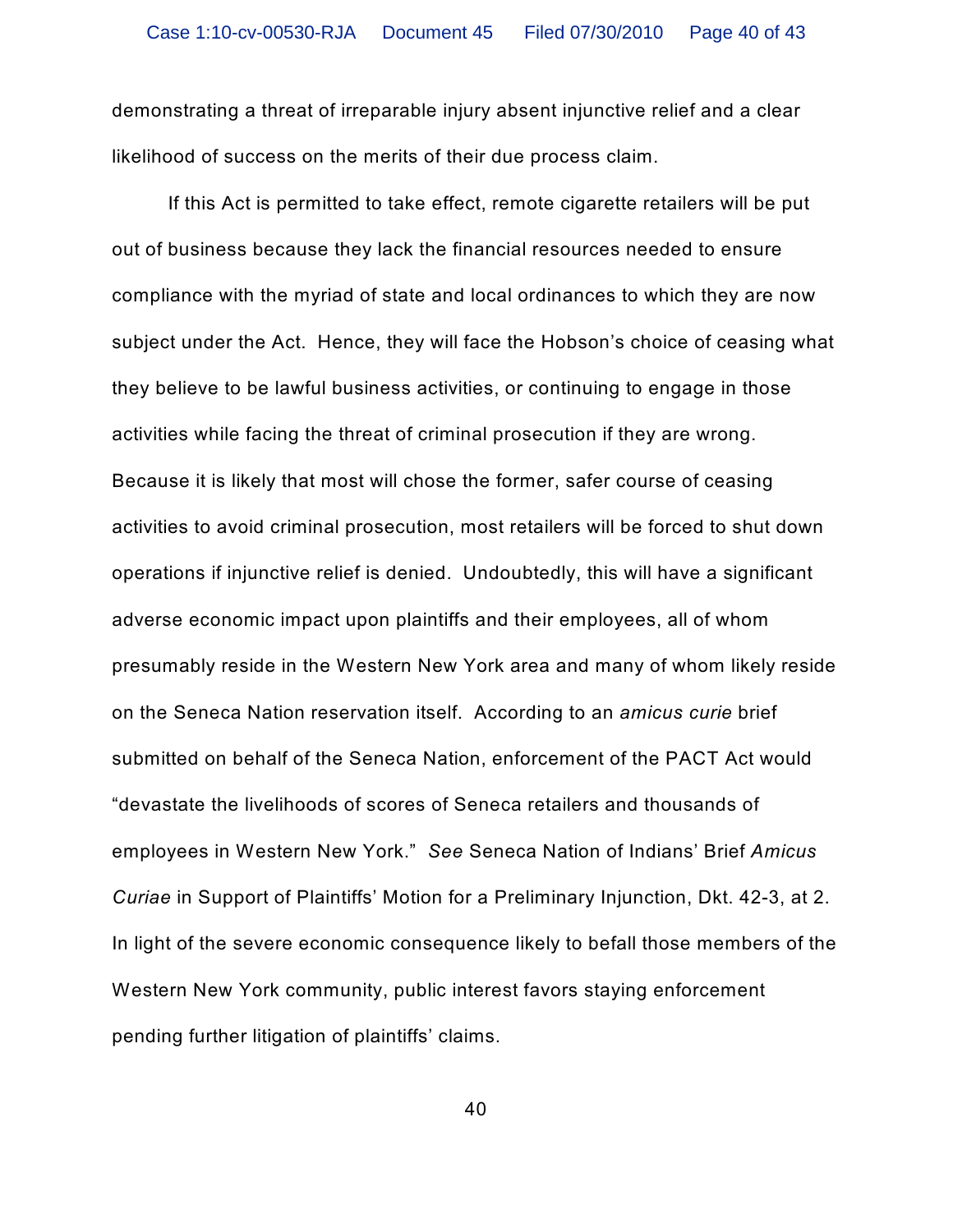demonstrating a threat of irreparable injury absent injunctive relief and a clear likelihood of success on the merits of their due process claim.

If this Act is permitted to take effect, remote cigarette retailers will be put out of business because they lack the financial resources needed to ensure compliance with the myriad of state and local ordinances to which they are now subject under the Act. Hence, they will face the Hobson's choice of ceasing what they believe to be lawful business activities, or continuing to engage in those activities while facing the threat of criminal prosecution if they are wrong. Because it is likely that most will chose the former, safer course of ceasing activities to avoid criminal prosecution, most retailers will be forced to shut down operations if injunctive relief is denied. Undoubtedly, this will have a significant adverse economic impact upon plaintiffs and their employees, all of whom presumably reside in the Western New York area and many of whom likely reside on the Seneca Nation reservation itself. According to an *amicus curie* brief submitted on behalf of the Seneca Nation, enforcement of the PACT Act would "devastate the livelihoods of scores of Seneca retailers and thousands of employees in Western New York." *See* Seneca Nation of Indians' Brief *Amicus Curiae* in Support of Plaintiffs' Motion for a Preliminary Injunction, Dkt. 42-3, at 2. In light of the severe economic consequence likely to befall those members of the Western New York community, public interest favors staying enforcement pending further litigation of plaintiffs' claims.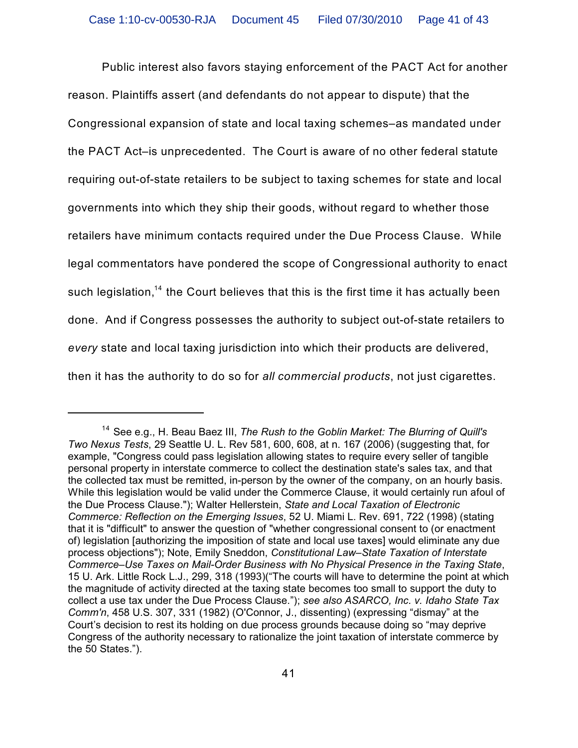Public interest also favors staying enforcement of the PACT Act for another reason. Plaintiffs assert (and defendants do not appear to dispute) that the Congressional expansion of state and local taxing schemes–as mandated under the PACT Act–is unprecedented. The Court is aware of no other federal statute requiring out-of-state retailers to be subject to taxing schemes for state and local governments into which they ship their goods, without regard to whether those retailers have minimum contacts required under the Due Process Clause. While legal commentators have pondered the scope of Congressional authority to enact such legislation,[14] the Court believes that this is the first time it has actually been done. And if Congress possesses the authority to subject out-of-state retailers to *every* state and local taxing jurisdiction into which their products are delivered, then it has the authority to do so for *all commercial products*, not just cigarettes.

---

[14] See e.g., H. Beau Baez III, *The Rush to the Goblin Market: The Blurring of Quill's Two Nexus Tests*, 29 Seattle U. L. Rev 581, 600, 608, at n. 167 (2006) (suggesting that, for example, "Congress could pass legislation allowing states to require every seller of tangible personal property in interstate commerce to collect the destination state's sales tax, and that the collected tax must be remitted, in-person by the owner of the company, on an hourly basis. While this legislation would be valid under the Commerce Clause, it would certainly run afoul of the Due Process Clause."); Walter Hellerstein, *State and Local Taxation of Electronic Commerce: Reflection on the Emerging Issues*, 52 U. Miami L. Rev. 691, 722 (1998) (stating that it is "difficult" to answer the question of "whether congressional consent to (or enactment of) legislation [authorizing the imposition of state and local use taxes] would eliminate any due process objections"); Note, Emily Sneddon, *Constitutional Law–State Taxation of Interstate Commerce–Use Taxes on Mail-Order Business with No Physical Presence in the Taxing State*, 15 U. Ark. Little Rock L.J., 299, 318 (1993)("The courts will have to determine the point at which the magnitude of activity directed at the taxing state becomes too small to support the duty to collect a use tax under the Due Process Clause."); *see also ASARCO, Inc. v. Idaho State Tax Comm'n*, 458 U.S. 307, 331 (1982) (O'Connor, J., dissenting) (expressing "dismay" at the Court's decision to rest its holding on due process grounds because doing so "may deprive Congress of the authority necessary to rationalize the joint taxation of interstate commerce by the 50 States.").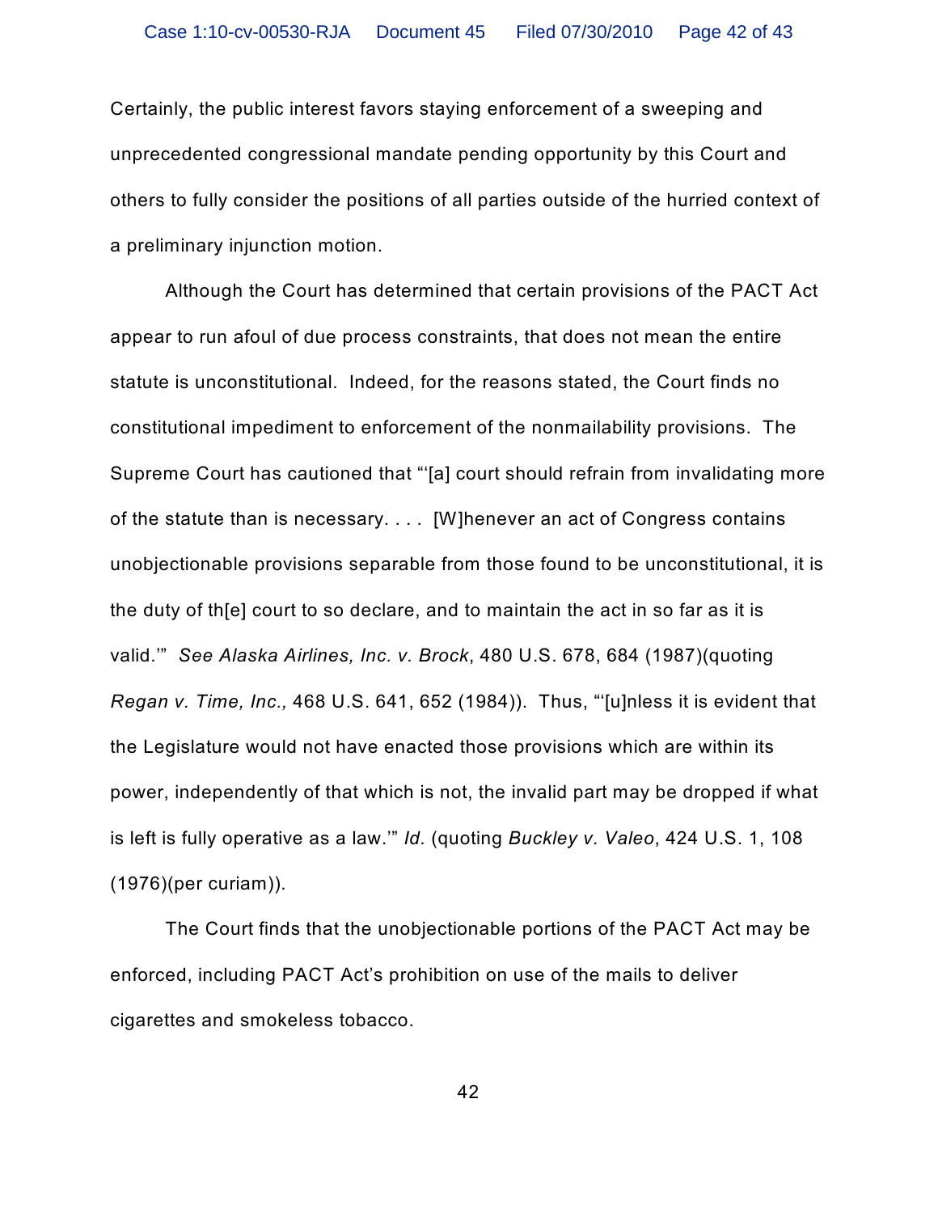Certainly, the public interest favors staying enforcement of a sweeping and unprecedented congressional mandate pending opportunity by this Court and others to fully consider the positions of all parties outside of the hurried context of a preliminary injunction motion.

Although the Court has determined that certain provisions of the PACT Act appear to run afoul of due process constraints, that does not mean the entire statute is unconstitutional. Indeed, for the reasons stated, the Court finds no constitutional impediment to enforcement of the nonmailability provisions. The Supreme Court has cautioned that "'[a] court should refrain from invalidating more of the statute than is necessary. . . . [W]henever an act of Congress contains unobjectionable provisions separable from those found to be unconstitutional, it is the duty of th[e] court to so declare, and to maintain the act in so far as it is valid.'" *See Alaska Airlines, Inc. v. Brock*, 480 U.S. 678, 684 (1987)(quoting *Regan v. Time, Inc.,* 468 U.S. 641, 652 (1984)). Thus, "'[u]nless it is evident that the Legislature would not have enacted those provisions which are within its power, independently of that which is not, the invalid part may be dropped if what is left is fully operative as a law.'" *Id.* (quoting *Buckley v. Valeo*, 424 U.S. 1, 108 (1976)(per curiam)).

The Court finds that the unobjectionable portions of the PACT Act may be enforced, including PACT Act's prohibition on use of the mails to deliver cigarettes and smokeless tobacco.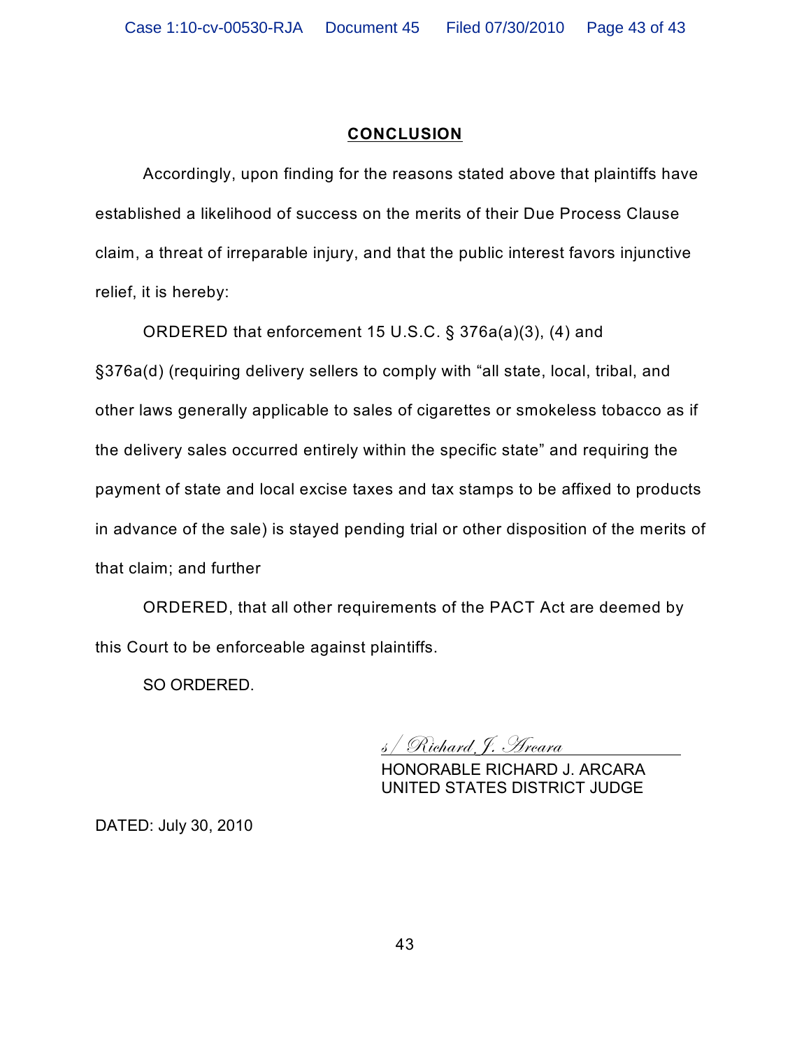## CONCLUSION

Accordingly, upon finding for the reasons stated above that plaintiffs have established a likelihood of success on the merits of their Due Process Clause claim, a threat of irreparable injury, and that the public interest favors injunctive relief, it is hereby:

ORDERED that enforcement 15 U.S.C. § 376a(a)(3), (4) and §376a(d) (requiring delivery sellers to comply with "all state, local, tribal, and other laws generally applicable to sales of cigarettes or smokeless tobacco as if the delivery sales occurred entirely within the specific state" and requiring the payment of state and local excise taxes and tax stamps to be affixed to products in advance of the sale) is stayed pending trial or other disposition of the merits of that claim; and further

ORDERED, that all other requirements of the PACT Act are deemed by this Court to be enforceable against plaintiffs.

SO ORDERED.

*s/ Richard J. Arcara*

HONORABLE RICHARD J. ARCARA
UNITED STATES DISTRICT JUDGE

DATED: July 30, 2010